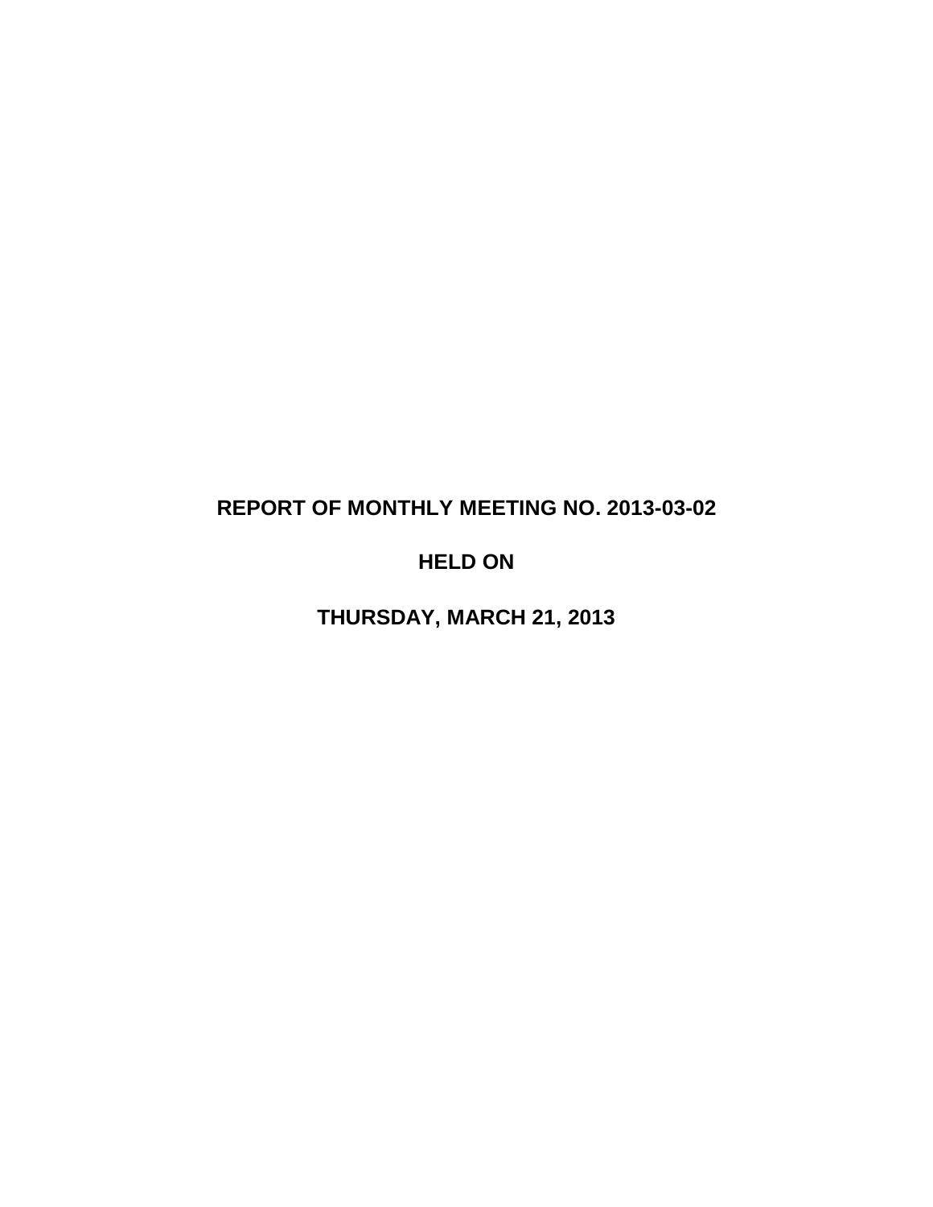# REPORT OF MONTHLY MEETING NO. 2013-03-02

# HELD ON

# THURSDAY, MARCH 21, 2013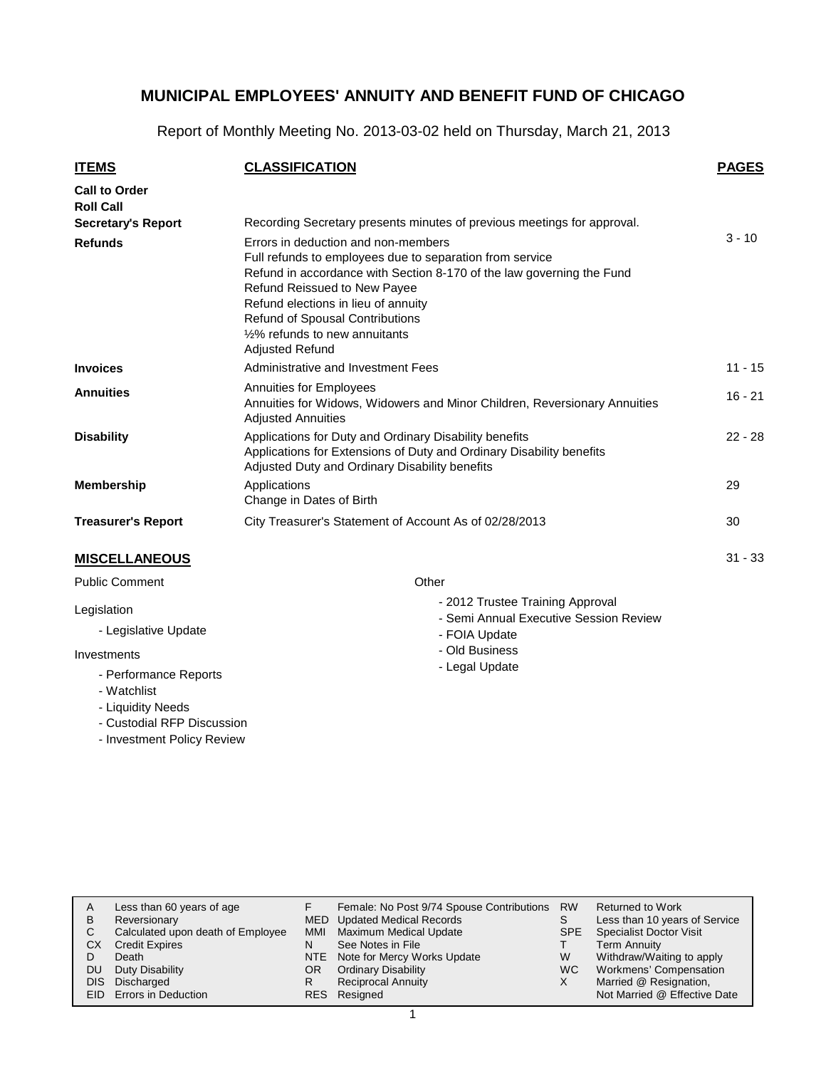# MUNICIPAL EMPLOYEES' ANNUITY AND BENEFIT FUND OF CHICAGO

Report of Monthly Meeting No. 2013-03-02 held on Thursday, March 21, 2013

| ITEMS | CLASSIFICATION | PAGES |
|---|---|---|
| **Call to Order** | | |
| **Roll Call** | | |
| **Secretary's Report** | Recording Secretary presents minutes of previous meetings for approval. | |
| **Refunds** | Errors in deduction and non-members<br>Full refunds to employees due to separation from service<br>Refund in accordance with Section 8-170 of the law governing the Fund<br>Refund Reissued to New Payee<br>Refund elections in lieu of annuity<br>Refund of Spousal Contributions<br>½% refunds to new annuitants<br>Adjusted Refund | 3 - 10 |
| **Invoices** | Administrative and Investment Fees | 11 - 15 |
| **Annuities** | Annuities for Employees<br>Annuities for Widows, Widowers and Minor Children, Reversionary Annuities<br>Adjusted Annuities | 16 - 21 |
| **Disability** | Applications for Duty and Ordinary Disability benefits<br>Applications for Extensions of Duty and Ordinary Disability benefits<br>Adjusted Duty and Ordinary Disability benefits | 22 - 28 |
| **Membership** | Applications<br>Change in Dates of Birth | 29 |
| **Treasurer's Report** | City Treasurer's Statement of Account As of 02/28/2013 | 30 |

## MISCELLANEOUS

31 - 33

Public Comment

Legislation

- Legislative Update

Investments

- Performance Reports
- Watchlist
- Liquidity Needs
- Custodial RFP Discussion
- Investment Policy Review

Other

- 2012 Trustee Training Approval
- Semi Annual Executive Session Review
- FOIA Update
- Old Business
- Legal Update

| | | | | | |
|---|---|---|---|---|---|
| A | Less than 60 years of age | F | Female: No Post 9/74 Spouse Contributions | RW | Returned to Work |
| B | Reversionary | MED | Updated Medical Records | S | Less than 10 years of Service |
| C | Calculated upon death of Employee | MMI | Maximum Medical Update | SPE | Specialist Doctor Visit |
| CX | Credit Expires | N | See Notes in File | T | Term Annuity |
| D | Death | NTE | Note for Mercy Works Update | W | Withdraw/Waiting to apply |
| DU | Duty Disability | OR | Ordinary Disability | WC | Workmens' Compensation |
| DIS | Discharged | R | Reciprocal Annuity | X | Married @ Resignation, Not Married @ Effective Date |
| EID | Errors in Deduction | RES | Resigned | | |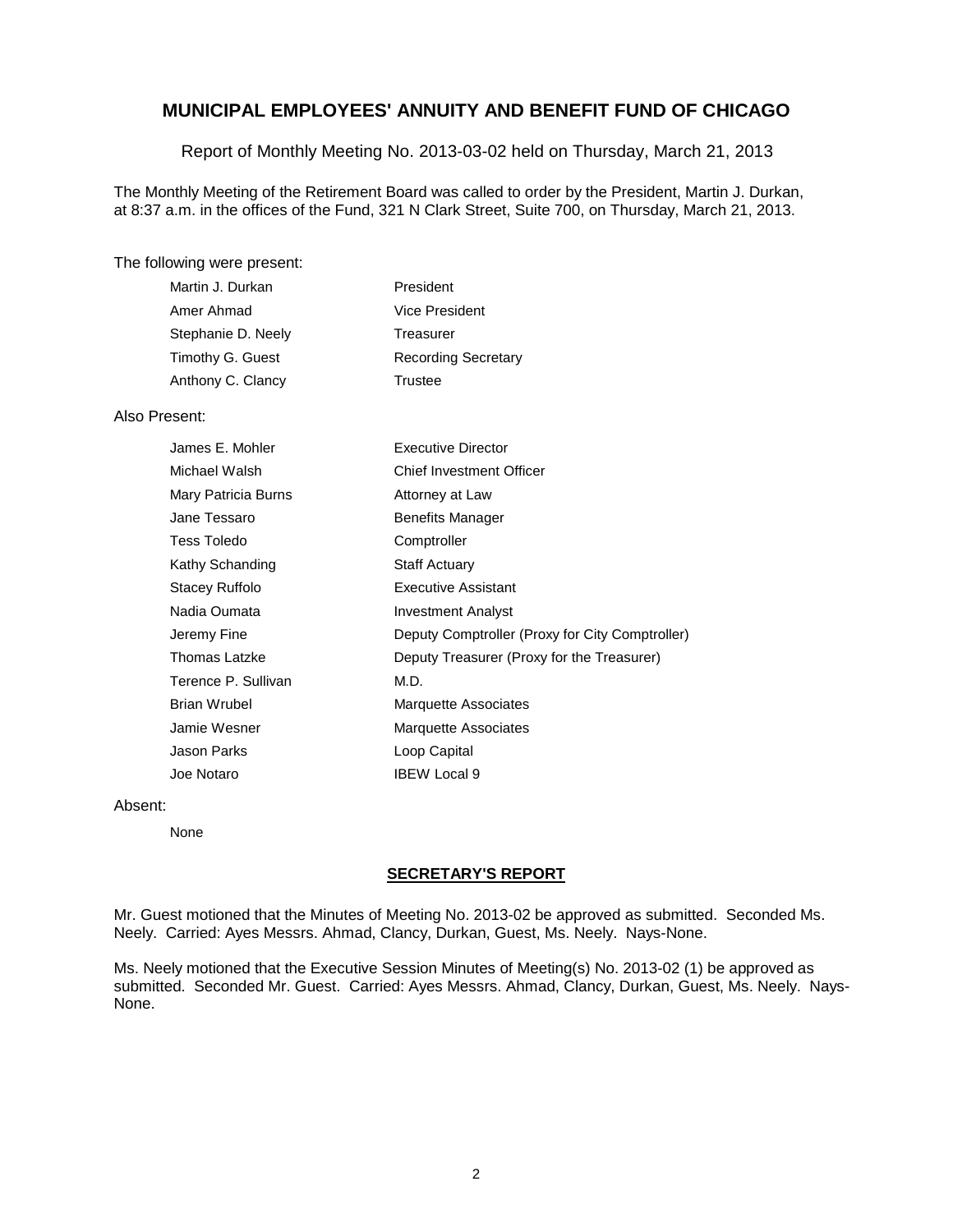# MUNICIPAL EMPLOYEES' ANNUITY AND BENEFIT FUND OF CHICAGO

Report of Monthly Meeting No. 2013-03-02 held on Thursday, March 21, 2013

The Monthly Meeting of the Retirement Board was called to order by the President, Martin J. Durkan, at 8:37 a.m. in the offices of the Fund, 321 N Clark Street, Suite 700, on Thursday, March 21, 2013.

The following were present:

| | |
|---|---|
| Martin J. Durkan | President |
| Amer Ahmad | Vice President |
| Stephanie D. Neely | Treasurer |
| Timothy G. Guest | Recording Secretary |
| Anthony C. Clancy | Trustee |

Also Present:

| | |
|---|---|
| James E. Mohler | Executive Director |
| Michael Walsh | Chief Investment Officer |
| Mary Patricia Burns | Attorney at Law |
| Jane Tessaro | Benefits Manager |
| Tess Toledo | Comptroller |
| Kathy Schanding | Staff Actuary |
| Stacey Ruffolo | Executive Assistant |
| Nadia Oumata | Investment Analyst |
| Jeremy Fine | Deputy Comptroller (Proxy for City Comptroller) |
| Thomas Latzke | Deputy Treasurer (Proxy for the Treasurer) |
| Terence P. Sullivan | M.D. |
| Brian Wrubel | Marquette Associates |
| Jamie Wesner | Marquette Associates |
| Jason Parks | Loop Capital |
| Joe Notaro | IBEW Local 9 |

Absent:

None

## SECRETARY'S REPORT

Mr. Guest motioned that the Minutes of Meeting No. 2013-02 be approved as submitted. Seconded Ms. Neely. Carried: Ayes Messrs. Ahmad, Clancy, Durkan, Guest, Ms. Neely. Nays-None.

Ms. Neely motioned that the Executive Session Minutes of Meeting(s) No. 2013-02 (1) be approved as submitted. Seconded Mr. Guest. Carried: Ayes Messrs. Ahmad, Clancy, Durkan, Guest, Ms. Neely. Nays-None.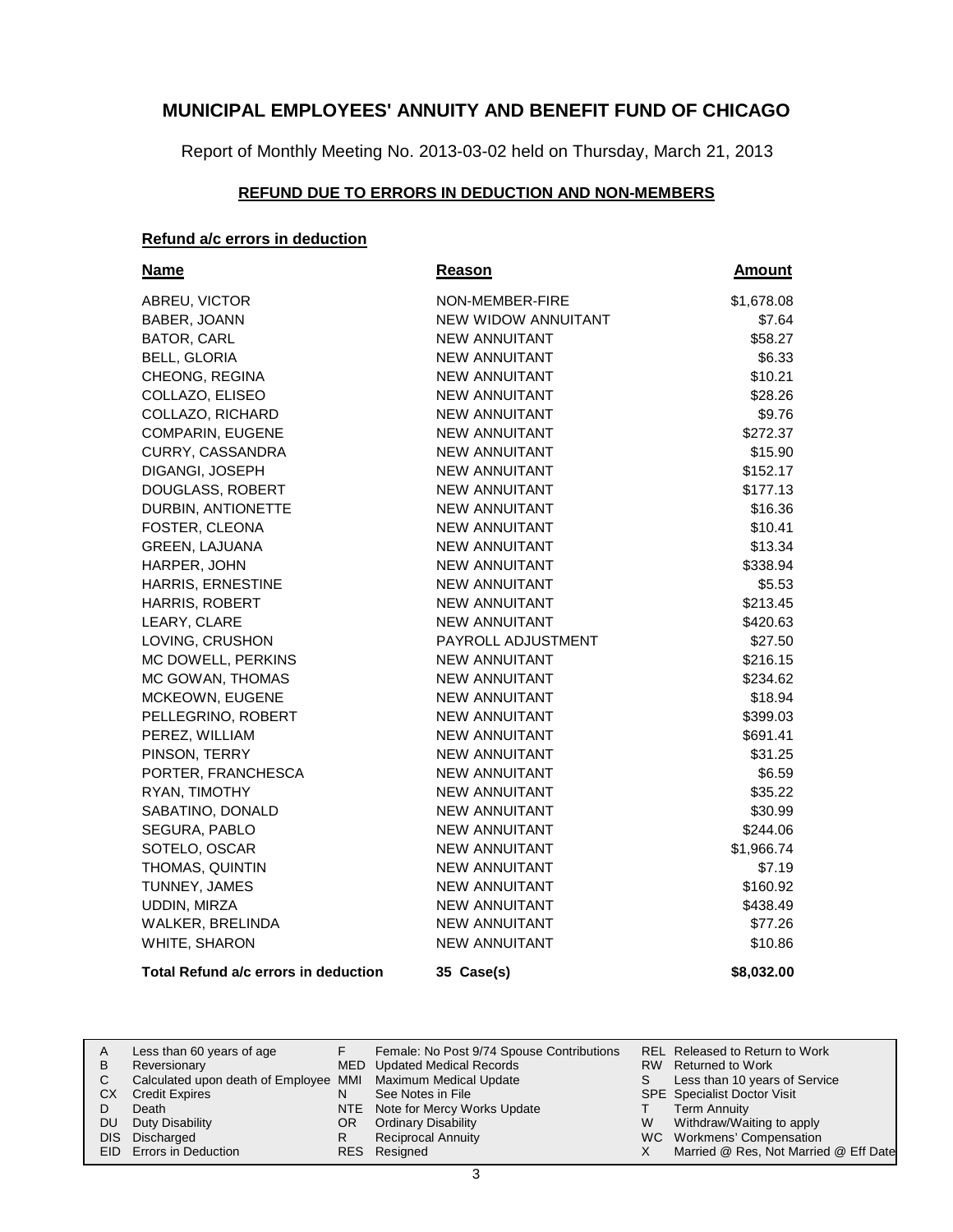# MUNICIPAL EMPLOYEES' ANNUITY AND BENEFIT FUND OF CHICAGO

Report of Monthly Meeting No. 2013-03-02 held on Thursday, March 21, 2013

## REFUND DUE TO ERRORS IN DEDUCTION AND NON-MEMBERS

### Refund a/c errors in deduction

| Name | Reason | Amount |
|---|---|---|
| ABREU, VICTOR | NON-MEMBER-FIRE | $1,678.08 |
| BABER, JOANN | NEW WIDOW ANNUITANT | $7.64 |
| BATOR, CARL | NEW ANNUITANT | $58.27 |
| BELL, GLORIA | NEW ANNUITANT | $6.33 |
| CHEONG, REGINA | NEW ANNUITANT | $10.21 |
| COLLAZO, ELISEO | NEW ANNUITANT | $28.26 |
| COLLAZO, RICHARD | NEW ANNUITANT | $9.76 |
| COMPARIN, EUGENE | NEW ANNUITANT | $272.37 |
| CURRY, CASSANDRA | NEW ANNUITANT | $15.90 |
| DIGANGI, JOSEPH | NEW ANNUITANT | $152.17 |
| DOUGLASS, ROBERT | NEW ANNUITANT | $177.13 |
| DURBIN, ANTIONETTE | NEW ANNUITANT | $16.36 |
| FOSTER, CLEONA | NEW ANNUITANT | $10.41 |
| GREEN, LAJUANA | NEW ANNUITANT | $13.34 |
| HARPER, JOHN | NEW ANNUITANT | $338.94 |
| HARRIS, ERNESTINE | NEW ANNUITANT | $5.53 |
| HARRIS, ROBERT | NEW ANNUITANT | $213.45 |
| LEARY, CLARE | NEW ANNUITANT | $420.63 |
| LOVING, CRUSHON | PAYROLL ADJUSTMENT | $27.50 |
| MC DOWELL, PERKINS | NEW ANNUITANT | $216.15 |
| MC GOWAN, THOMAS | NEW ANNUITANT | $234.62 |
| MCKEOWN, EUGENE | NEW ANNUITANT | $18.94 |
| PELLEGRINO, ROBERT | NEW ANNUITANT | $399.03 |
| PEREZ, WILLIAM | NEW ANNUITANT | $691.41 |
| PINSON, TERRY | NEW ANNUITANT | $31.25 |
| PORTER, FRANCHESCA | NEW ANNUITANT | $6.59 |
| RYAN, TIMOTHY | NEW ANNUITANT | $35.22 |
| SABATINO, DONALD | NEW ANNUITANT | $30.99 |
| SEGURA, PABLO | NEW ANNUITANT | $244.06 |
| SOTELO, OSCAR | NEW ANNUITANT | $1,966.74 |
| THOMAS, QUINTIN | NEW ANNUITANT | $7.19 |
| TUNNEY, JAMES | NEW ANNUITANT | $160.92 |
| UDDIN, MIRZA | NEW ANNUITANT | $438.49 |
| WALKER, BRELINDA | NEW ANNUITANT | $77.26 |
| WHITE, SHARON | NEW ANNUITANT | $10.86 |
| **Total Refund a/c errors in deduction** | **35 Case(s)** | **$8,032.00** |

| | | | | | |
|---|---|---|---|---|---|
| A | Less than 60 years of age | F | Female: No Post 9/74 Spouse Contributions | REL | Released to Return to Work |
| B | Reversionary | MED | Updated Medical Records | RW | Returned to Work |
| C | Calculated upon death of Employee | MMI | Maximum Medical Update | S | Less than 10 years of Service |
| CX | Credit Expires | N | See Notes in File | SPE | Specialist Doctor Visit |
| D | Death | NTE | Note for Mercy Works Update | T | Term Annuity |
| DU | Duty Disability | OR | Ordinary Disability | W | Withdraw/Waiting to apply |
| DIS | Discharged | R | Reciprocal Annuity | WC | Workmens' Compensation |
| EID | Errors in Deduction | RES | Resigned | X | Married @ Res, Not Married @ Eff Date |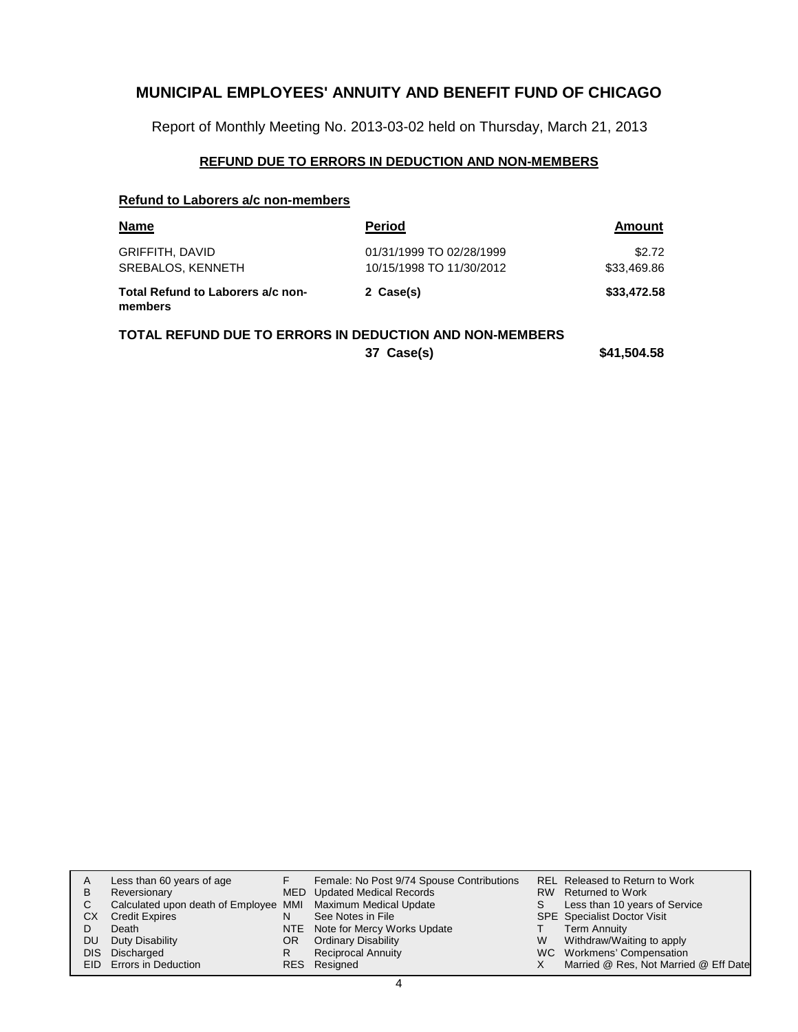# MUNICIPAL EMPLOYEES' ANNUITY AND BENEFIT FUND OF CHICAGO

Report of Monthly Meeting No. 2013-03-02 held on Thursday, March 21, 2013

## REFUND DUE TO ERRORS IN DEDUCTION AND NON-MEMBERS

### Refund to Laborers a/c non-members

| Name | Period | Amount |
|---|---|---|
| GRIFFITH, DAVID | 01/31/1999 TO 02/28/1999 | $2.72 |
| SREBALOS, KENNETH | 10/15/1998 TO 11/30/2012 | $33,469.86 |
| **Total Refund to Laborers a/c non-members** | **2 Case(s)** | **$33,472.58** |

**TOTAL REFUND DUE TO ERRORS IN DEDUCTION AND NON-MEMBERS**

| | | |
|---|---|---|
| | **37 Case(s)** | **$41,504.58** |

| | | | | | |
|---|---|---|---|---|---|
| A | Less than 60 years of age | F | Female: No Post 9/74 Spouse Contributions | REL | Released to Return to Work |
| B | Reversionary | MED | Updated Medical Records | RW | Returned to Work |
| C | Calculated upon death of Employee | MMI | Maximum Medical Update | S | Less than 10 years of Service |
| CX | Credit Expires | N | See Notes in File | SPE | Specialist Doctor Visit |
| D | Death | NTE | Note for Mercy Works Update | T | Term Annuity |
| DU | Duty Disability | OR | Ordinary Disability | W | Withdraw/Waiting to apply |
| DIS | Discharged | R | Reciprocal Annuity | WC | Workmens' Compensation |
| EID | Errors in Deduction | RES | Resigned | X | Married @ Res, Not Married @ Eff Date |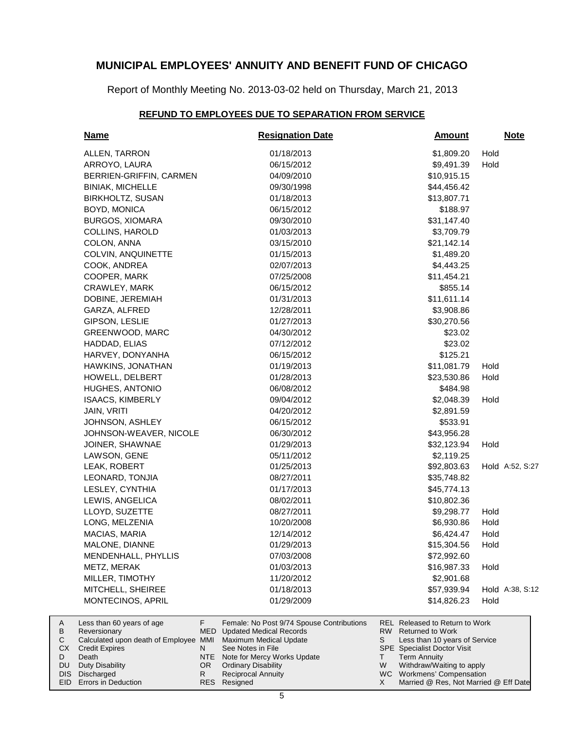# MUNICIPAL EMPLOYEES' ANNUITY AND BENEFIT FUND OF CHICAGO

Report of Monthly Meeting No. 2013-03-02 held on Thursday, March 21, 2013

## REFUND TO EMPLOYEES DUE TO SEPARATION FROM SERVICE

| Name | Resignation Date | Amount | Note |
|---|---|---|---|
| ALLEN, TARRON | 01/18/2013 | $1,809.20 | Hold |
| ARROYO, LAURA | 06/15/2012 | $9,491.39 | Hold |
| BERRIEN-GRIFFIN, CARMEN | 04/09/2010 | $10,915.15 | |
| BINIAK, MICHELLE | 09/30/1998 | $44,456.42 | |
| BIRKHOLTZ, SUSAN | 01/18/2013 | $13,807.71 | |
| BOYD, MONICA | 06/15/2012 | $188.97 | |
| BURGOS, XIOMARA | 09/30/2010 | $31,147.40 | |
| COLLINS, HAROLD | 01/03/2013 | $3,709.79 | |
| COLON, ANNA | 03/15/2010 | $21,142.14 | |
| COLVIN, ANQUINETTE | 01/15/2013 | $1,489.20 | |
| COOK, ANDREA | 02/07/2013 | $4,443.25 | |
| COOPER, MARK | 07/25/2008 | $11,454.21 | |
| CRAWLEY, MARK | 06/15/2012 | $855.14 | |
| DOBINE, JEREMIAH | 01/31/2013 | $11,611.14 | |
| GARZA, ALFRED | 12/28/2011 | $3,908.86 | |
| GIPSON, LESLIE | 01/27/2013 | $30,270.56 | |
| GREENWOOD, MARC | 04/30/2012 | $23.02 | |
| HADDAD, ELIAS | 07/12/2012 | $23.02 | |
| HARVEY, DONYANHA | 06/15/2012 | $125.21 | |
| HAWKINS, JONATHAN | 01/19/2013 | $11,081.79 | Hold |
| HOWELL, DELBERT | 01/28/2013 | $23,530.86 | Hold |
| HUGHES, ANTONIO | 06/08/2012 | $484.98 | |
| ISAACS, KIMBERLY | 09/04/2012 | $2,048.39 | Hold |
| JAIN, VRITI | 04/20/2012 | $2,891.59 | |
| JOHNSON, ASHLEY | 06/15/2012 | $533.91 | |
| JOHNSON-WEAVER, NICOLE | 06/30/2012 | $43,956.28 | |
| JOINER, SHAWNAE | 01/29/2013 | $32,123.94 | Hold |
| LAWSON, GENE | 05/11/2012 | $2,119.25 | |
| LEAK, ROBERT | 01/25/2013 | $92,803.63 | Hold A:52, S:27 |
| LEONARD, TONJIA | 08/27/2011 | $35,748.82 | |
| LESLEY, CYNTHIA | 01/17/2013 | $45,774.13 | |
| LEWIS, ANGELICA | 08/02/2011 | $10,802.36 | |
| LLOYD, SUZETTE | 08/27/2011 | $9,298.77 | Hold |
| LONG, MELZENIA | 10/20/2008 | $6,930.86 | Hold |
| MACIAS, MARIA | 12/14/2012 | $6,424.47 | Hold |
| MALONE, DIANNE | 01/29/2013 | $15,304.56 | Hold |
| MENDENHALL, PHYLLIS | 07/03/2008 | $72,992.60 | |
| METZ, MERAK | 01/03/2013 | $16,987.33 | Hold |
| MILLER, TIMOTHY | 11/20/2012 | $2,901.68 | |
| MITCHELL, SHEIREE | 01/18/2013 | $57,939.94 | Hold A:38, S:12 |
| MONTECINOS, APRIL | 01/29/2009 | $14,826.23 | Hold |

| | | | | | |
|---|---|---|---|---|---|
| A | Less than 60 years of age | F | Female: No Post 9/74 Spouse Contributions | REL | Released to Return to Work |
| B | Reversionary | MED | Updated Medical Records | RW | Returned to Work |
| C | Calculated upon death of Employee | MMI | Maximum Medical Update | S | Less than 10 years of Service |
| CX | Credit Expires | N | See Notes in File | SPE | Specialist Doctor Visit |
| D | Death | NTE | Note for Mercy Works Update | T | Term Annuity |
| DU | Duty Disability | OR | Ordinary Disability | W | Withdraw/Waiting to apply |
| DIS | Discharged | R | Reciprocal Annuity | WC | Workmens' Compensation |
| EID | Errors in Deduction | RES | Resigned | X | Married @ Res, Not Married @ Eff Date |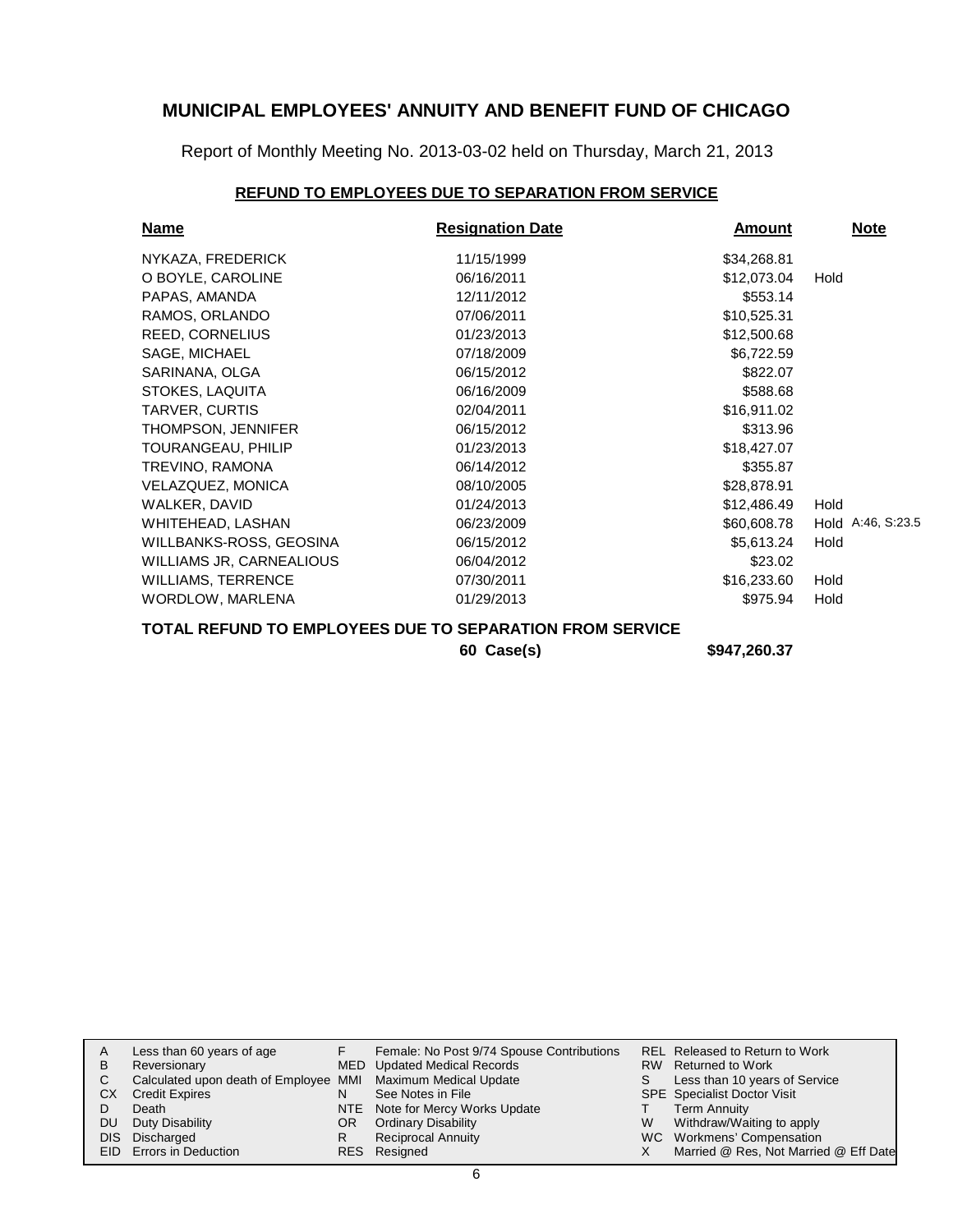# MUNICIPAL EMPLOYEES' ANNUITY AND BENEFIT FUND OF CHICAGO

Report of Monthly Meeting No. 2013-03-02 held on Thursday, March 21, 2013

## REFUND TO EMPLOYEES DUE TO SEPARATION FROM SERVICE

| Name | Resignation Date | Amount | Note |
|---|---|---|---|
| NYKAZA, FREDERICK | 11/15/1999 | \$34,268.81 | |
| O BOYLE, CAROLINE | 06/16/2011 | \$12,073.04 | Hold |
| PAPAS, AMANDA | 12/11/2012 | \$553.14 | |
| RAMOS, ORLANDO | 07/06/2011 | \$10,525.31 | |
| REED, CORNELIUS | 01/23/2013 | \$12,500.68 | |
| SAGE, MICHAEL | 07/18/2009 | \$6,722.59 | |
| SARINANA, OLGA | 06/15/2012 | \$822.07 | |
| STOKES, LAQUITA | 06/16/2009 | \$588.68 | |
| TARVER, CURTIS | 02/04/2011 | \$16,911.02 | |
| THOMPSON, JENNIFER | 06/15/2012 | \$313.96 | |
| TOURANGEAU, PHILIP | 01/23/2013 | \$18,427.07 | |
| TREVINO, RAMONA | 06/14/2012 | \$355.87 | |
| VELAZQUEZ, MONICA | 08/10/2005 | \$28,878.91 | |
| WALKER, DAVID | 01/24/2013 | \$12,486.49 | Hold |
| WHITEHEAD, LASHAN | 06/23/2009 | \$60,608.78 | Hold A:46, S:23.5 |
| WILLBANKS-ROSS, GEOSINA | 06/15/2012 | \$5,613.24 | Hold |
| WILLIAMS JR, CARNEALIOUS | 06/04/2012 | \$23.02 | |
| WILLIAMS, TERRENCE | 07/30/2011 | \$16,233.60 | Hold |
| WORDLOW, MARLENA | 01/29/2013 | \$975.94 | Hold |

**TOTAL REFUND TO EMPLOYEES DUE TO SEPARATION FROM SERVICE**

**60 Case(s) \$947,260.37**

| | | | | | |
|---|---|---|---|---|---|
| A | Less than 60 years of age | F | Female: No Post 9/74 Spouse Contributions | REL | Released to Return to Work |
| B | Reversionary | MED | Updated Medical Records | RW | Returned to Work |
| C | Calculated upon death of Employee | MMI | Maximum Medical Update | S | Less than 10 years of Service |
| CX | Credit Expires | N | See Notes in File | SPE | Specialist Doctor Visit |
| D | Death | NTE | Note for Mercy Works Update | T | Term Annuity |
| DU | Duty Disability | OR | Ordinary Disability | W | Withdraw/Waiting to apply |
| DIS | Discharged | R | Reciprocal Annuity | WC | Workmens' Compensation |
| EID | Errors in Deduction | RES | Resigned | X | Married @ Res, Not Married @ Eff Date |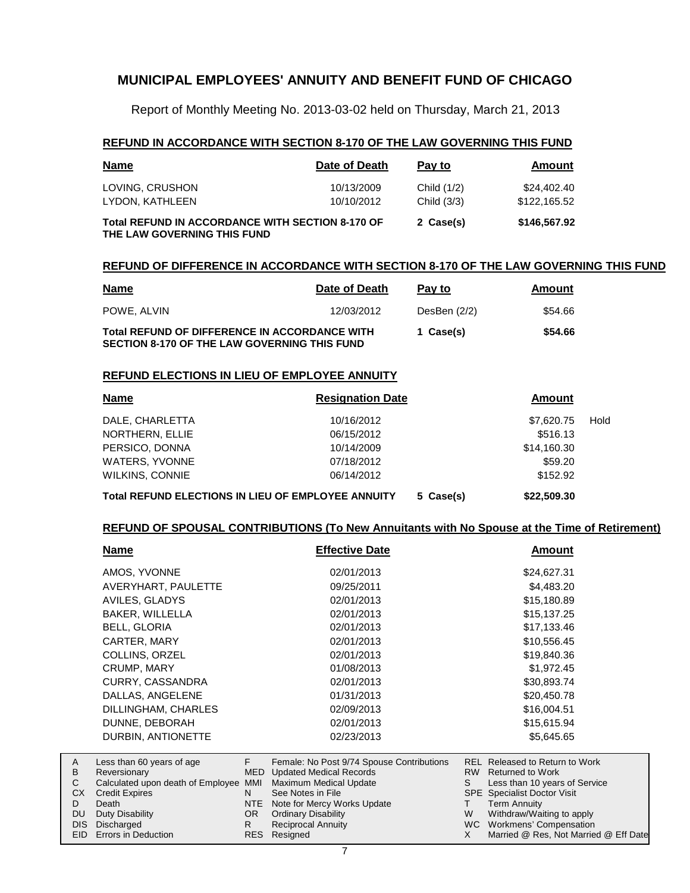# MUNICIPAL EMPLOYEES' ANNUITY AND BENEFIT FUND OF CHICAGO

Report of Monthly Meeting No. 2013-03-02 held on Thursday, March 21, 2013

## REFUND IN ACCORDANCE WITH SECTION 8-170 OF THE LAW GOVERNING THIS FUND

| Name | Date of Death | Pay to | Amount |
|---|---|---|---|
| LOVING, CRUSHON | 10/13/2009 | Child (1/2) | $24,402.40 |
| LYDON, KATHLEEN | 10/10/2012 | Child (3/3) | $122,165.52 |
| **Total REFUND IN ACCORDANCE WITH SECTION 8-170 OF THE LAW GOVERNING THIS FUND** | | **2 Case(s)** | **$146,567.92** |

## REFUND OF DIFFERENCE IN ACCORDANCE WITH SECTION 8-170 OF THE LAW GOVERNING THIS FUND

| Name | Date of Death | Pay to | Amount |
|---|---|---|---|
| POWE, ALVIN | 12/03/2012 | DesBen (2/2) | $54.66 |
| **Total REFUND OF DIFFERENCE IN ACCORDANCE WITH SECTION 8-170 OF THE LAW GOVERNING THIS FUND** | | **1 Case(s)** | **$54.66** |

## REFUND ELECTIONS IN LIEU OF EMPLOYEE ANNUITY

| Name | Resignation Date | | Amount | |
|---|---|---|---|---|
| DALE, CHARLETTA | 10/16/2012 | | $7,620.75 | Hold |
| NORTHERN, ELLIE | 06/15/2012 | | $516.13 | |
| PERSICO, DONNA | 10/14/2009 | | $14,160.30 | |
| WATERS, YVONNE | 07/18/2012 | | $59.20 | |
| WILKINS, CONNIE | 06/14/2012 | | $152.92 | |
| **Total REFUND ELECTIONS IN LIEU OF EMPLOYEE ANNUITY** | | **5 Case(s)** | **$22,509.30** | |

## REFUND OF SPOUSAL CONTRIBUTIONS (To New Annuitants with No Spouse at the Time of Retirement)

| Name | Effective Date | Amount |
|---|---|---|
| AMOS, YVONNE | 02/01/2013 | $24,627.31 |
| AVERYHART, PAULETTE | 09/25/2011 | $4,483.20 |
| AVILES, GLADYS | 02/01/2013 | $15,180.89 |
| BAKER, WILLELLA | 02/01/2013 | $15,137.25 |
| BELL, GLORIA | 02/01/2013 | $17,133.46 |
| CARTER, MARY | 02/01/2013 | $10,556.45 |
| COLLINS, ORZEL | 02/01/2013 | $19,840.36 |
| CRUMP, MARY | 01/08/2013 | $1,972.45 |
| CURRY, CASSANDRA | 02/01/2013 | $30,893.74 |
| DALLAS, ANGELENE | 01/31/2013 | $20,450.78 |
| DILLINGHAM, CHARLES | 02/09/2013 | $16,004.51 |
| DUNNE, DEBORAH | 02/01/2013 | $15,615.94 |
| DURBIN, ANTIONETTE | 02/23/2013 | $5,645.65 |

| | | | | | |
|---|---|---|---|---|---|
| A | Less than 60 years of age | F | Female: No Post 9/74 Spouse Contributions | REL | Released to Return to Work |
| B | Reversionary | MED | Updated Medical Records | RW | Returned to Work |
| C | Calculated upon death of Employee | MMI | Maximum Medical Update | S | Less than 10 years of Service |
| CX | Credit Expires | N | See Notes in File | SPE | Specialist Doctor Visit |
| D | Death | NTE | Note for Mercy Works Update | T | Term Annuity |
| DU | Duty Disability | OR | Ordinary Disability | W | Withdraw/Waiting to apply |
| DIS | Discharged | R | Reciprocal Annuity | WC | Workmens' Compensation |
| EID | Errors in Deduction | RES | Resigned | X | Married @ Res, Not Married @ Eff Date |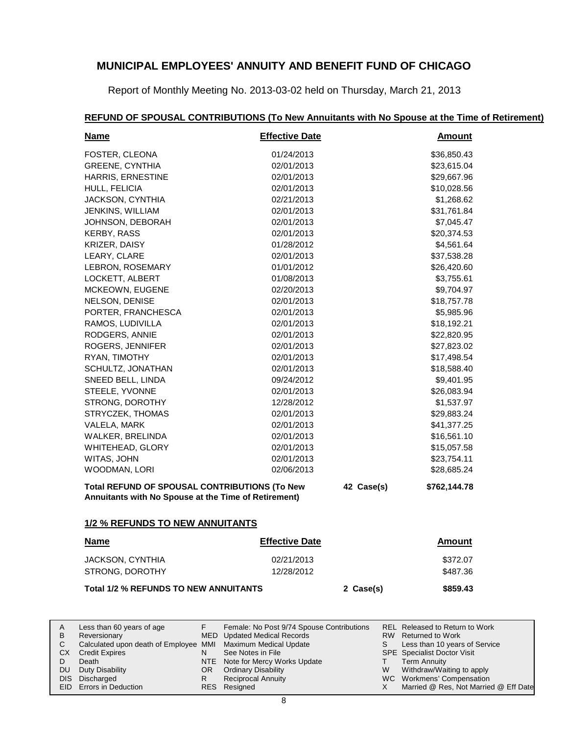# MUNICIPAL EMPLOYEES' ANNUITY AND BENEFIT FUND OF CHICAGO

Report of Monthly Meeting No. 2013-03-02 held on Thursday, March 21, 2013

## REFUND OF SPOUSAL CONTRIBUTIONS (To New Annuitants with No Spouse at the Time of Retirement)

| Name | Effective Date | | Amount |
|---|---|---|---|
| FOSTER, CLEONA | 01/24/2013 | | $36,850.43 |
| GREENE, CYNTHIA | 02/01/2013 | | $23,615.04 |
| HARRIS, ERNESTINE | 02/01/2013 | | $29,667.96 |
| HULL, FELICIA | 02/01/2013 | | $10,028.56 |
| JACKSON, CYNTHIA | 02/21/2013 | | $1,268.62 |
| JENKINS, WILLIAM | 02/01/2013 | | $31,761.84 |
| JOHNSON, DEBORAH | 02/01/2013 | | $7,045.47 |
| KERBY, RASS | 02/01/2013 | | $20,374.53 |
| KRIZER, DAISY | 01/28/2012 | | $4,561.64 |
| LEARY, CLARE | 02/01/2013 | | $37,538.28 |
| LEBRON, ROSEMARY | 01/01/2012 | | $26,420.60 |
| LOCKETT, ALBERT | 01/08/2013 | | $3,755.61 |
| MCKEOWN, EUGENE | 02/20/2013 | | $9,704.97 |
| NELSON, DENISE | 02/01/2013 | | $18,757.78 |
| PORTER, FRANCHESCA | 02/01/2013 | | $5,985.96 |
| RAMOS, LUDIVILLA | 02/01/2013 | | $18,192.21 |
| RODGERS, ANNIE | 02/01/2013 | | $22,820.95 |
| ROGERS, JENNIFER | 02/01/2013 | | $27,823.02 |
| RYAN, TIMOTHY | 02/01/2013 | | $17,498.54 |
| SCHULTZ, JONATHAN | 02/01/2013 | | $18,588.40 |
| SNEED BELL, LINDA | 09/24/2012 | | $9,401.95 |
| STEELE, YVONNE | 02/01/2013 | | $26,083.94 |
| STRONG, DOROTHY | 12/28/2012 | | $1,537.97 |
| STRYCZEK, THOMAS | 02/01/2013 | | $29,883.24 |
| VALELA, MARK | 02/01/2013 | | $41,377.25 |
| WALKER, BRELINDA | 02/01/2013 | | $16,561.10 |
| WHITEHEAD, GLORY | 02/01/2013 | | $15,057.58 |
| WITAS, JOHN | 02/01/2013 | | $23,754.11 |
| WOODMAN, LORI | 02/06/2013 | | $28,685.24 |
| **Total REFUND OF SPOUSAL CONTRIBUTIONS (To New Annuitants with No Spouse at the Time of Retirement)** | | **42 Case(s)** | **$762,144.78** |

## 1/2 % REFUNDS TO NEW ANNUITANTS

| Name | Effective Date | | Amount |
|---|---|---|---|
| JACKSON, CYNTHIA | 02/21/2013 | | $372.07 |
| STRONG, DOROTHY | 12/28/2012 | | $487.36 |
| **Total 1/2 % REFUNDS TO NEW ANNUITANTS** | | **2 Case(s)** | **$859.43** |

| | | | | | |
|---|---|---|---|---|---|
| A | Less than 60 years of age | F | Female: No Post 9/74 Spouse Contributions | REL | Released to Return to Work |
| B | Reversionary | MED | Updated Medical Records | RW | Returned to Work |
| C | Calculated upon death of Employee | MMI | Maximum Medical Update | S | Less than 10 years of Service |
| CX | Credit Expires | N | See Notes in File | SPE | Specialist Doctor Visit |
| D | Death | NTE | Note for Mercy Works Update | T | Term Annuity |
| DU | Duty Disability | OR | Ordinary Disability | W | Withdraw/Waiting to apply |
| DIS | Discharged | R | Reciprocal Annuity | WC | Workmens' Compensation |
| EID | Errors in Deduction | RES | Resigned | X | Married @ Res, Not Married @ Eff Date |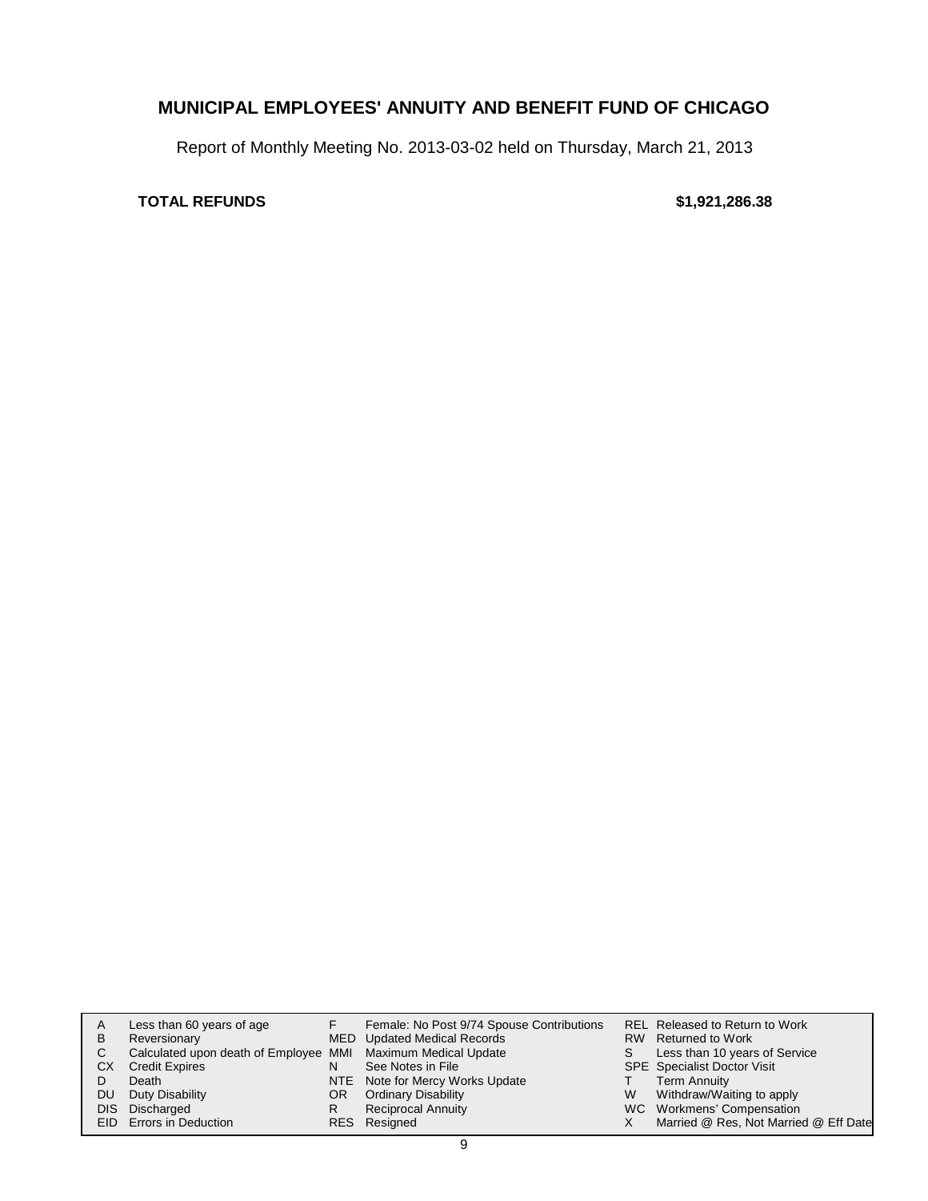## MUNICIPAL EMPLOYEES' ANNUITY AND BENEFIT FUND OF CHICAGO

Report of Monthly Meeting No. 2013-03-02 held on Thursday, March 21, 2013

**TOTAL REFUNDS** **$1,921,286.38**

| | | | | | |
|---|---|---|---|---|---|
| A | Less than 60 years of age | F | Female: No Post 9/74 Spouse Contributions | REL | Released to Return to Work |
| B | Reversionary | MED | Updated Medical Records | RW | Returned to Work |
| C | Calculated upon death of Employee | MMI | Maximum Medical Update | S | Less than 10 years of Service |
| CX | Credit Expires | N | See Notes in File | SPE | Specialist Doctor Visit |
| D | Death | NTE | Note for Mercy Works Update | T | Term Annuity |
| DU | Duty Disability | OR | Ordinary Disability | W | Withdraw/Waiting to apply |
| DIS | Discharged | R | Reciprocal Annuity | WC | Workmens' Compensation |
| EID | Errors in Deduction | RES | Resigned | X | Married @ Res, Not Married @ Eff Date |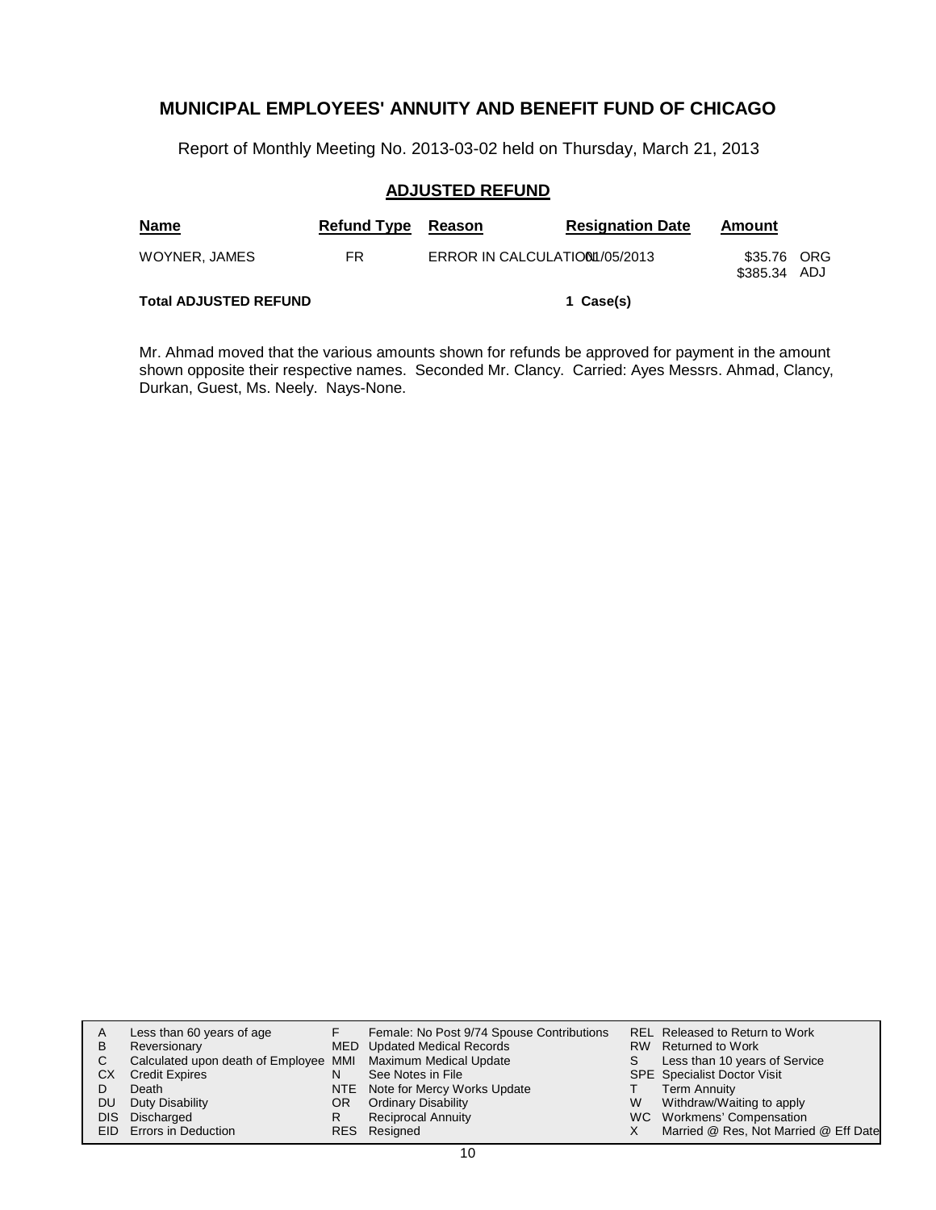# MUNICIPAL EMPLOYEES' ANNUITY AND BENEFIT FUND OF CHICAGO

Report of Monthly Meeting No. 2013-03-02 held on Thursday, March 21, 2013

## ADJUSTED REFUND

| Name | Refund Type | Reason | Resignation Date | Amount | |
|---|---|---|---|---|---|
| WOYNER, JAMES | FR | ERROR IN CALCULATION | 01/05/2013 | $35.76 | ORG |
| | | | | $385.34 | ADJ |

**Total ADJUSTED REFUND** 1 Case(s)

Mr. Ahmad moved that the various amounts shown for refunds be approved for payment in the amount shown opposite their respective names. Seconded Mr. Clancy. Carried: Ayes Messrs. Ahmad, Clancy, Durkan, Guest, Ms. Neely. Nays-None.

| | | | | | |
|---|---|---|---|---|---|
| A | Less than 60 years of age | F | Female: No Post 9/74 Spouse Contributions | REL | Released to Return to Work |
| B | Reversionary | MED | Updated Medical Records | RW | Returned to Work |
| C | Calculated upon death of Employee | MMI | Maximum Medical Update | S | Less than 10 years of Service |
| CX | Credit Expires | N | See Notes in File | SPE | Specialist Doctor Visit |
| D | Death | NTE | Note for Mercy Works Update | T | Term Annuity |
| DU | Duty Disability | OR | Ordinary Disability | W | Withdraw/Waiting to apply |
| DIS | Discharged | R | Reciprocal Annuity | WC | Workmens' Compensation |
| EID | Errors in Deduction | RES | Resigned | X | Married @ Res, Not Married @ Eff Date |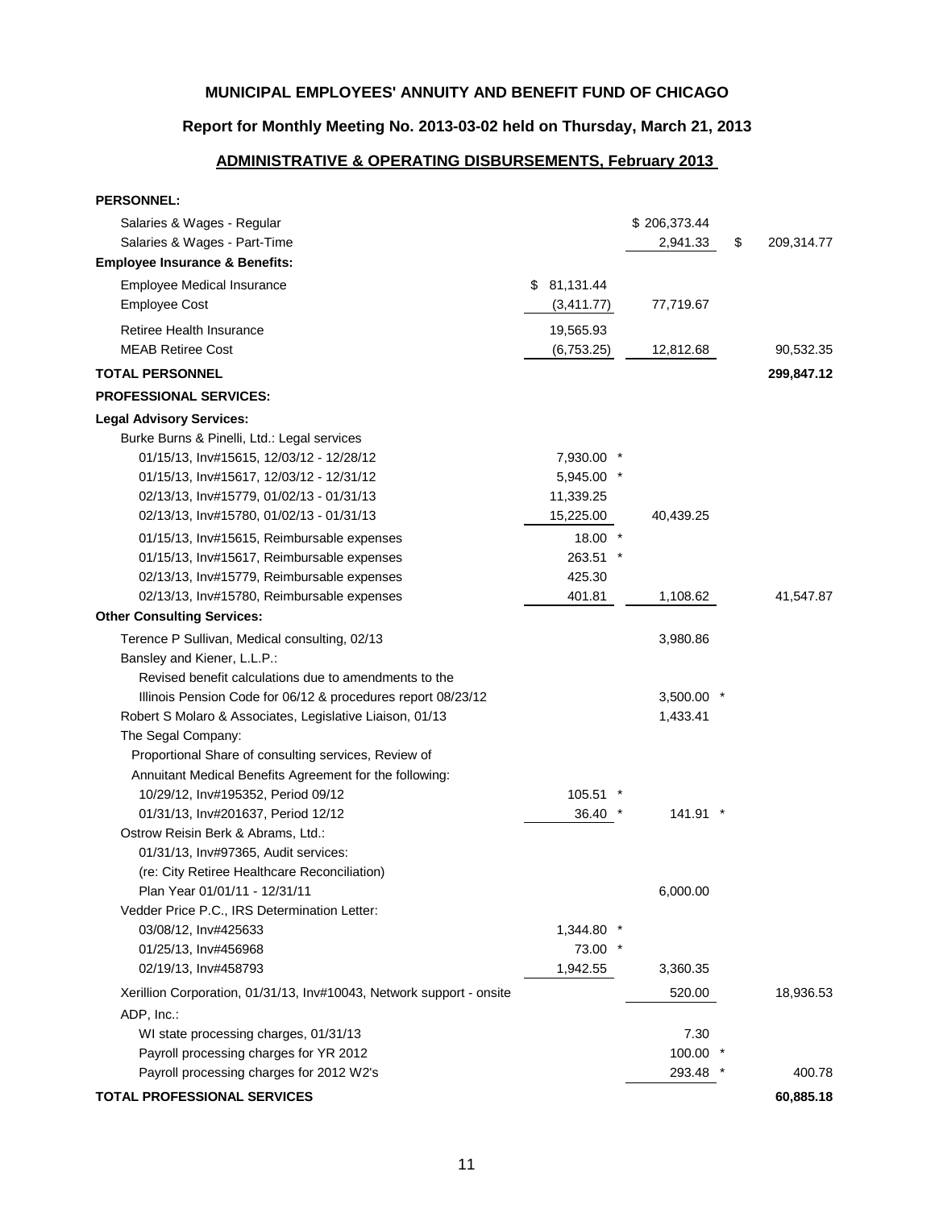**MUNICIPAL EMPLOYEES' ANNUITY AND BENEFIT FUND OF CHICAGO**

**Report for Monthly Meeting No. 2013-03-02 held on Thursday, March 21, 2013**

**ADMINISTRATIVE & OPERATING DISBURSEMENTS, February 2013**

| Description | | | |
|---|---|---|---|
| **PERSONNEL:** | | | |
| Salaries & Wages - Regular | | $ 206,373.44 | |
| Salaries & Wages - Part-Time | | 2,941.33 | $ 209,314.77 |
| **Employee Insurance & Benefits:** | | | |
| Employee Medical Insurance | $ 81,131.44 | | |
| Employee Cost | (3,411.77) | 77,719.67 | |
| Retiree Health Insurance | 19,565.93 | | |
| MEAB Retiree Cost | (6,753.25) | 12,812.68 | 90,532.35 |
| **TOTAL PERSONNEL** | | | **299,847.12** |
| **PROFESSIONAL SERVICES:** | | | |
| **Legal Advisory Services:** | | | |
| Burke Burns & Pinelli, Ltd.: Legal services | | | |
| 01/15/13, Inv#15615, 12/03/12 - 12/28/12 | 7,930.00 * | | |
| 01/15/13, Inv#15617, 12/03/12 - 12/31/12 | 5,945.00 * | | |
| 02/13/13, Inv#15779, 01/02/13 - 01/31/13 | 11,339.25 | | |
| 02/13/13, Inv#15780, 01/02/13 - 01/31/13 | 15,225.00 | 40,439.25 | |
| 01/15/13, Inv#15615, Reimbursable expenses | 18.00 * | | |
| 01/15/13, Inv#15617, Reimbursable expenses | 263.51 * | | |
| 02/13/13, Inv#15779, Reimbursable expenses | 425.30 | | |
| 02/13/13, Inv#15780, Reimbursable expenses | 401.81 | 1,108.62 | 41,547.87 |
| **Other Consulting Services:** | | | |
| Terence P Sullivan, Medical consulting, 02/13 | | 3,980.86 | |
| Bansley and Kiener, L.L.P.: | | | |
| Revised benefit calculations due to amendments to the | | | |
| Illinois Pension Code for 06/12 & procedures report 08/23/12 | | 3,500.00 * | |
| Robert S Molaro & Associates, Legislative Liaison, 01/13 | | 1,433.41 | |
| The Segal Company: | | | |
| Proportional Share of consulting services, Review of | | | |
| Annuitant Medical Benefits Agreement for the following: | | | |
| 10/29/12, Inv#195352, Period 09/12 | 105.51 * | | |
| 01/31/13, Inv#201637, Period 12/12 | 36.40 * | 141.91 * | |
| Ostrow Reisin Berk & Abrams, Ltd.: | | | |
| 01/31/13, Inv#97365, Audit services: | | | |
| (re: City Retiree Healthcare Reconciliation) | | | |
| Plan Year 01/01/11 - 12/31/11 | | 6,000.00 | |
| Vedder Price P.C., IRS Determination Letter: | | | |
| 03/08/12, Inv#425633 | 1,344.80 * | | |
| 01/25/13, Inv#456968 | 73.00 * | | |
| 02/19/13, Inv#458793 | 1,942.55 | 3,360.35 | |
| Xerillion Corporation, 01/31/13, Inv#10043, Network support - onsite | | 520.00 | 18,936.53 |
| ADP, Inc.: | | | |
| WI state processing charges, 01/31/13 | | 7.30 | |
| Payroll processing charges for YR 2012 | | 100.00 * | |
| Payroll processing charges for 2012 W2's | | 293.48 * | 400.78 |
| **TOTAL PROFESSIONAL SERVICES** | | | **60,885.18** |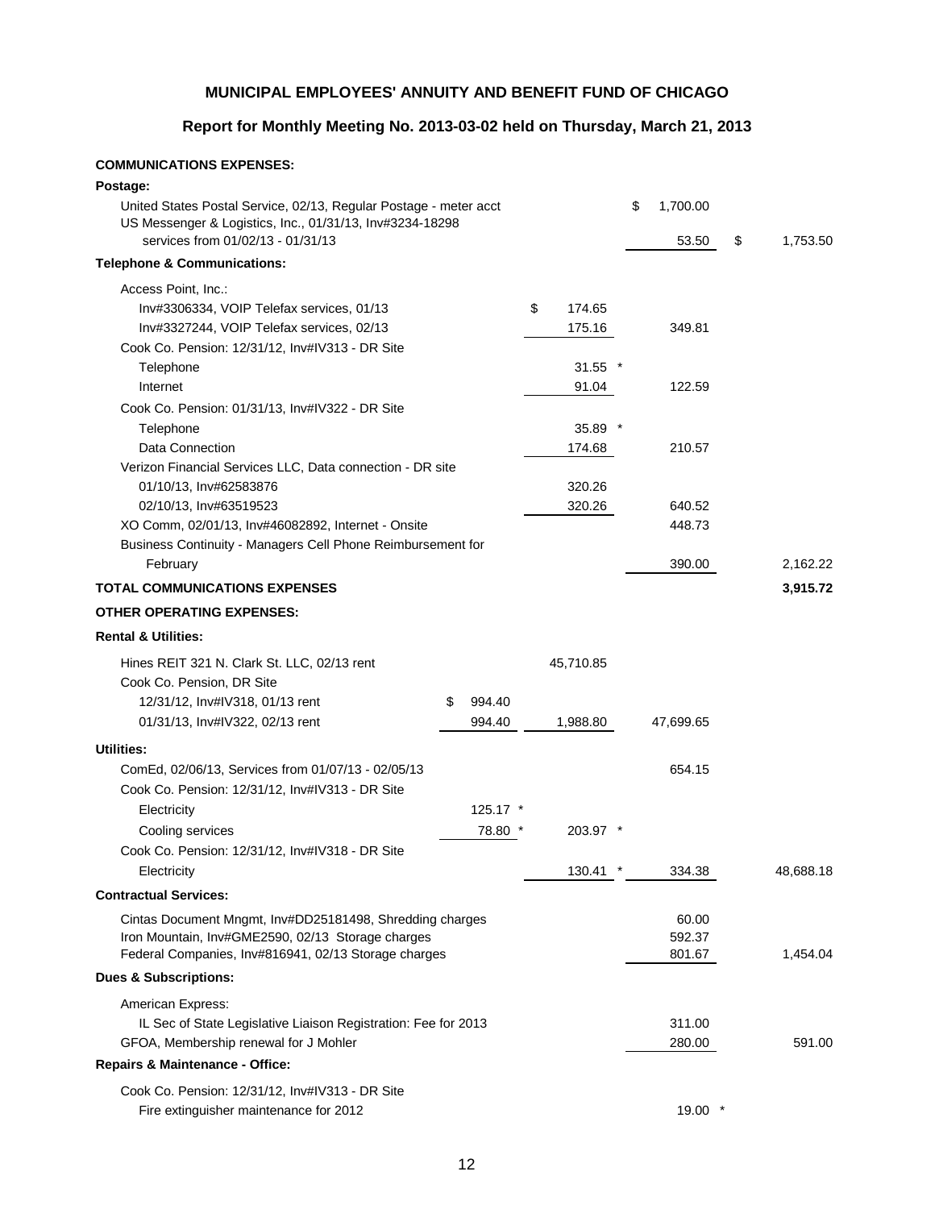# MUNICIPAL EMPLOYEES' ANNUITY AND BENEFIT FUND OF CHICAGO

## Report for Monthly Meeting No. 2013-03-02 held on Thursday, March 21, 2013

| | | | | |
|---|---|---|---|---|
| **COMMUNICATIONS EXPENSES:** | | | | |
| **Postage:** | | | | |
| United States Postal Service, 02/13, Regular Postage - meter acct | | | $ 1,700.00 | |
| US Messenger & Logistics, Inc., 01/31/13, Inv#3234-18298 services from 01/02/13 - 01/31/13 | | | 53.50 | $ 1,753.50 |
| **Telephone & Communications:** | | | | |
| Access Point, Inc.: | | | | |
| Inv#3306334, VOIP Telefax services, 01/13 | | $ 174.65 | | |
| Inv#3327244, VOIP Telefax services, 02/13 | | 175.16 | 349.81 | |
| Cook Co. Pension: 12/31/12, Inv#IV313 - DR Site | | | | |
| Telephone | | 31.55 * | | |
| Internet | | 91.04 | 122.59 | |
| Cook Co. Pension: 01/31/13, Inv#IV322 - DR Site | | | | |
| Telephone | | 35.89 * | | |
| Data Connection | | 174.68 | 210.57 | |
| Verizon Financial Services LLC, Data connection - DR site | | | | |
| 01/10/13, Inv#62583876 | | 320.26 | | |
| 02/10/13, Inv#63519523 | | 320.26 | 640.52 | |
| XO Comm, 02/01/13, Inv#46082892, Internet - Onsite | | | 448.73 | |
| Business Continuity - Managers Cell Phone Reimbursement for February | | | 390.00 | 2,162.22 |
| **TOTAL COMMUNICATIONS EXPENSES** | | | | **3,915.72** |
| **OTHER OPERATING EXPENSES:** | | | | |
| **Rental & Utilities:** | | | | |
| Hines REIT 321 N. Clark St. LLC, 02/13 rent | | 45,710.85 | | |
| Cook Co. Pension, DR Site | | | | |
| 12/31/12, Inv#IV318, 01/13 rent | $ 994.40 | | | |
| 01/31/13, Inv#IV322, 02/13 rent | 994.40 | 1,988.80 | 47,699.65 | |
| **Utilities:** | | | | |
| ComEd, 02/06/13, Services from 01/07/13 - 02/05/13 | | | 654.15 | |
| Cook Co. Pension: 12/31/12, Inv#IV313 - DR Site | | | | |
| Electricity | 125.17 * | | | |
| Cooling services | 78.80 * | 203.97 * | | |
| Cook Co. Pension: 12/31/12, Inv#IV318 - DR Site | | | | |
| Electricity | | 130.41 * | 334.38 | 48,688.18 |
| **Contractual Services:** | | | | |
| Cintas Document Mngmt, Inv#DD25181498, Shredding charges | | | 60.00 | |
| Iron Mountain, Inv#GME2590, 02/13 Storage charges | | | 592.37 | |
| Federal Companies, Inv#816941, 02/13 Storage charges | | | 801.67 | 1,454.04 |
| **Dues & Subscriptions:** | | | | |
| American Express: | | | | |
| IL Sec of State Legislative Liaison Registration: Fee for 2013 | | | 311.00 | |
| GFOA, Membership renewal for J Mohler | | | 280.00 | 591.00 |
| **Repairs & Maintenance - Office:** | | | | |
| Cook Co. Pension: 12/31/12, Inv#IV313 - DR Site | | | | |
| Fire extinguisher maintenance for 2012 | | | 19.00 * | |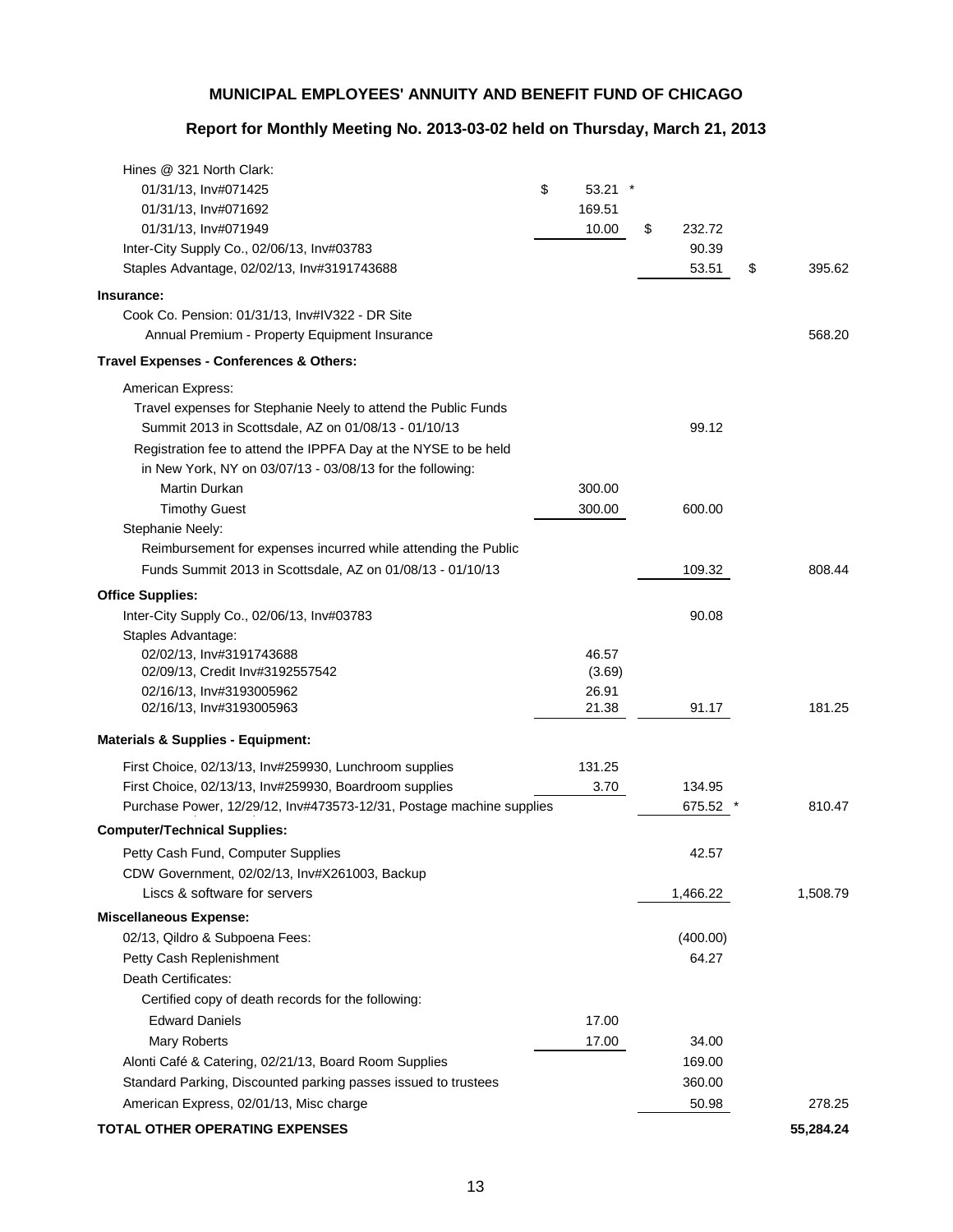**MUNICIPAL EMPLOYEES' ANNUITY AND BENEFIT FUND OF CHICAGO**

**Report for Monthly Meeting No. 2013-03-02 held on Thursday, March 21, 2013**

| Description | | | |
|---|---|---|---|
| Hines @ 321 North Clark: | | | |
| 01/31/13, Inv#071425 | $ 53.21 * | | |
| 01/31/13, Inv#071692 | 169.51 | | |
| 01/31/13, Inv#071949 | 10.00 | $ 232.72 | |
| Inter-City Supply Co., 02/06/13, Inv#03783 | | 90.39 | |
| Staples Advantage, 02/02/13, Inv#3191743688 | | 53.51 | $ 395.62 |
| **Insurance:** | | | |
| Cook Co. Pension: 01/31/13, Inv#IV322 - DR Site | | | |
| Annual Premium - Property Equipment Insurance | | | 568.20 |
| **Travel Expenses - Conferences & Others:** | | | |
| American Express: | | | |
| Travel expenses for Stephanie Neely to attend the Public Funds Summit 2013 in Scottsdale, AZ on 01/08/13 - 01/10/13 | | 99.12 | |
| Registration fee to attend the IPPFA Day at the NYSE to be held in New York, NY on 03/07/13 - 03/08/13 for the following: | | | |
| Martin Durkan | 300.00 | | |
| Timothy Guest | 300.00 | 600.00 | |
| Stephanie Neely: | | | |
| Reimbursement for expenses incurred while attending the Public Funds Summit 2013 in Scottsdale, AZ on 01/08/13 - 01/10/13 | | 109.32 | 808.44 |
| **Office Supplies:** | | | |
| Inter-City Supply Co., 02/06/13, Inv#03783 | | 90.08 | |
| Staples Advantage: | | | |
| 02/02/13, Inv#3191743688 | 46.57 | | |
| 02/09/13, Credit Inv#3192557542 | (3.69) | | |
| 02/16/13, Inv#3193005962 | 26.91 | | |
| 02/16/13, Inv#3193005963 | 21.38 | 91.17 | 181.25 |
| **Materials & Supplies - Equipment:** | | | |
| First Choice, 02/13/13, Inv#259930, Lunchroom supplies | 131.25 | | |
| First Choice, 02/13/13, Inv#259930, Boardroom supplies | 3.70 | 134.95 | |
| Purchase Power, 12/29/12, Inv#473573-12/31, Postage machine supplies | | 675.52 * | 810.47 |
| **Computer/Technical Supplies:** | | | |
| Petty Cash Fund, Computer Supplies | | 42.57 | |
| CDW Government, 02/02/13, Inv#X261003, Backup Liscs & software for servers | | 1,466.22 | 1,508.79 |
| **Miscellaneous Expense:** | | | |
| 02/13, Qildro & Subpoena Fees: | | (400.00) | |
| Petty Cash Replenishment | | 64.27 | |
| Death Certificates: | | | |
| Certified copy of death records for the following: | | | |
| Edward Daniels | 17.00 | | |
| Mary Roberts | 17.00 | 34.00 | |
| Alonti Café & Catering, 02/21/13, Board Room Supplies | | 169.00 | |
| Standard Parking, Discounted parking passes issued to trustees | | 360.00 | |
| American Express, 02/01/13, Misc charge | | 50.98 | 278.25 |
| **TOTAL OTHER OPERATING EXPENSES** | | | **55,284.24** |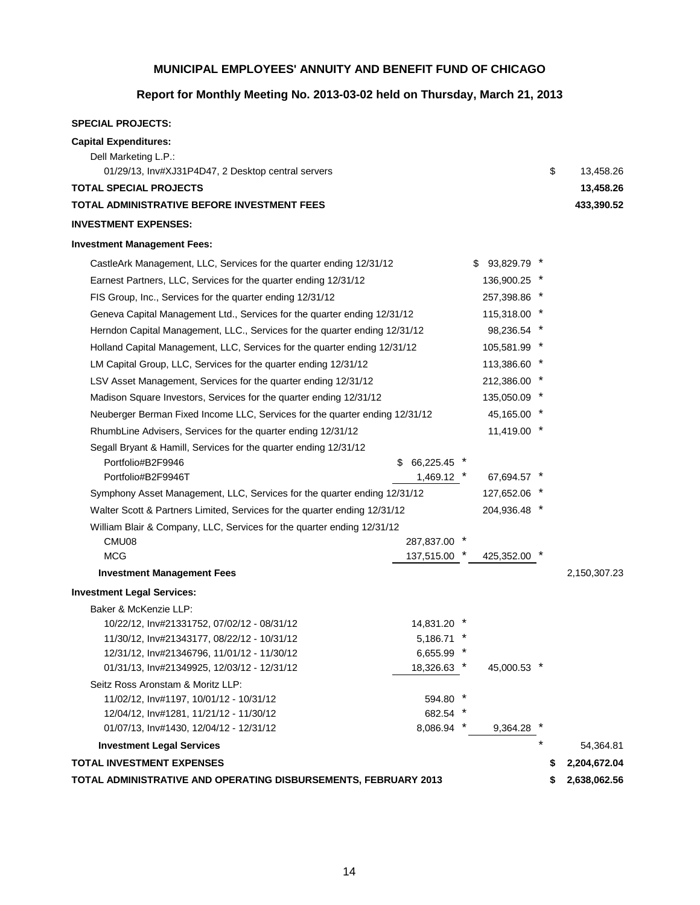**MUNICIPAL EMPLOYEES' ANNUITY AND BENEFIT FUND OF CHICAGO**

**Report for Monthly Meeting No. 2013-03-02 held on Thursday, March 21, 2013**

**SPECIAL PROJECTS:**

**Capital Expenditures:**

| Description | | | |
|---|---|---|---|
| Dell Marketing L.P.: | | | |
| 01/29/13, Inv#XJ31P4D47, 2 Desktop central servers | | | $ 13,458.26 |
| **TOTAL SPECIAL PROJECTS** | | | **13,458.26** |
| **TOTAL ADMINISTRATIVE BEFORE INVESTMENT FEES** | | | **433,390.52** |

**INVESTMENT EXPENSES:**

**Investment Management Fees:**

| Description | | | |
|---|---|---|---|
| CastleArk Management, LLC, Services for the quarter ending 12/31/12 | | $ 93,829.79 * | |
| Earnest Partners, LLC, Services for the quarter ending 12/31/12 | | 136,900.25 * | |
| FIS Group, Inc., Services for the quarter ending 12/31/12 | | 257,398.86 * | |
| Geneva Capital Management Ltd., Services for the quarter ending 12/31/12 | | 115,318.00 * | |
| Herndon Capital Management, LLC., Services for the quarter ending 12/31/12 | | 98,236.54 * | |
| Holland Capital Management, LLC, Services for the quarter ending 12/31/12 | | 105,581.99 * | |
| LM Capital Group, LLC, Services for the quarter ending 12/31/12 | | 113,386.60 * | |
| LSV Asset Management, Services for the quarter ending 12/31/12 | | 212,386.00 * | |
| Madison Square Investors, Services for the quarter ending 12/31/12 | | 135,050.09 * | |
| Neuberger Berman Fixed Income LLC, Services for the quarter ending 12/31/12 | | 45,165.00 * | |
| RhumbLine Advisers, Services for the quarter ending 12/31/12 | | 11,419.00 * | |
| Segall Bryant & Hamill, Services for the quarter ending 12/31/12 | | | |
| Portfolio#B2F9946 | $ 66,225.45 * | | |
| Portfolio#B2F9946T | 1,469.12 * | 67,694.57 * | |
| Symphony Asset Management, LLC, Services for the quarter ending 12/31/12 | | 127,652.06 * | |
| Walter Scott & Partners Limited, Services for the quarter ending 12/31/12 | | 204,936.48 * | |
| William Blair & Company, LLC, Services for the quarter ending 12/31/12 | | | |
| CMU08 | 287,837.00 * | | |
| MCG | 137,515.00 * | 425,352.00 * | |
| **Investment Management Fees** | | | 2,150,307.23 |

**Investment Legal Services:**

| Description | | | |
|---|---|---|---|
| Baker & McKenzie LLP: | | | |
| 10/22/12, Inv#21331752, 07/02/12 - 08/31/12 | 14,831.20 * | | |
| 11/30/12, Inv#21343177, 08/22/12 - 10/31/12 | 5,186.71 * | | |
| 12/31/12, Inv#21346796, 11/01/12 - 11/30/12 | 6,655.99 * | | |
| 01/31/13, Inv#21349925, 12/03/12 - 12/31/12 | 18,326.63 * | 45,000.53 * | |
| Seitz Ross Aronstam & Moritz LLP: | | | |
| 11/02/12, Inv#1197, 10/01/12 - 10/31/12 | 594.80 * | | |
| 12/04/12, Inv#1281, 11/21/12 - 11/30/12 | 682.54 * | | |
| 01/07/13, Inv#1430, 12/04/12 - 12/31/12 | 8,086.94 * | 9,364.28 * | |
| **Investment Legal Services** | | * | 54,364.81 |
| **TOTAL INVESTMENT EXPENSES** | | | **$ 2,204,672.04** |
| **TOTAL ADMINISTRATIVE AND OPERATING DISBURSEMENTS, FEBRUARY 2013** | | | **$ 2,638,062.56** |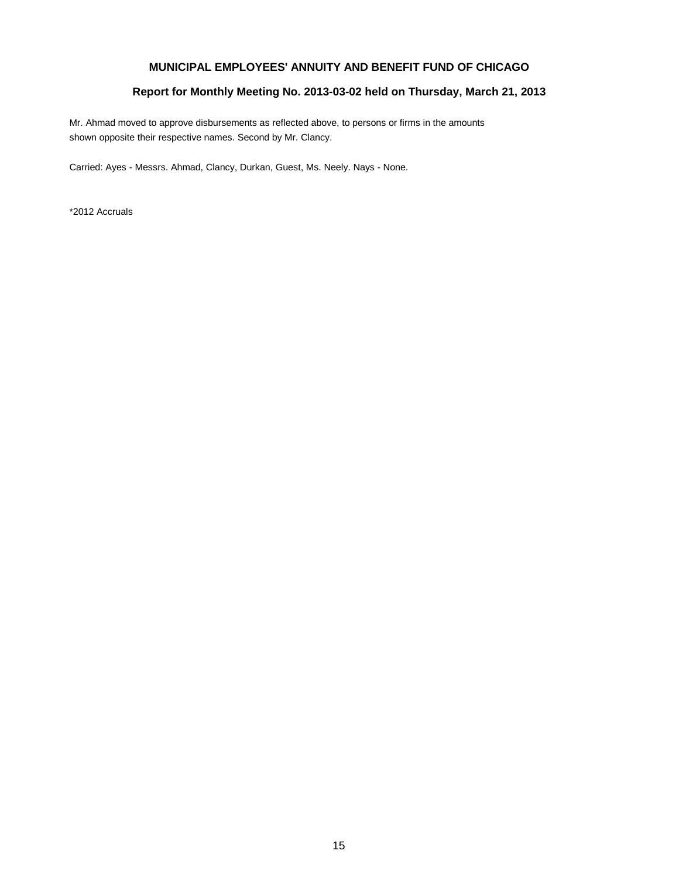**MUNICIPAL EMPLOYEES' ANNUITY AND BENEFIT FUND OF CHICAGO**

**Report for Monthly Meeting No. 2013-03-02 held on Thursday, March 21, 2013**

Mr. Ahmad moved to approve disbursements as reflected above, to persons or firms in the amounts shown opposite their respective names. Second by Mr. Clancy.

Carried: Ayes - Messrs. Ahmad, Clancy, Durkan, Guest, Ms. Neely. Nays - None.

*2012 Accruals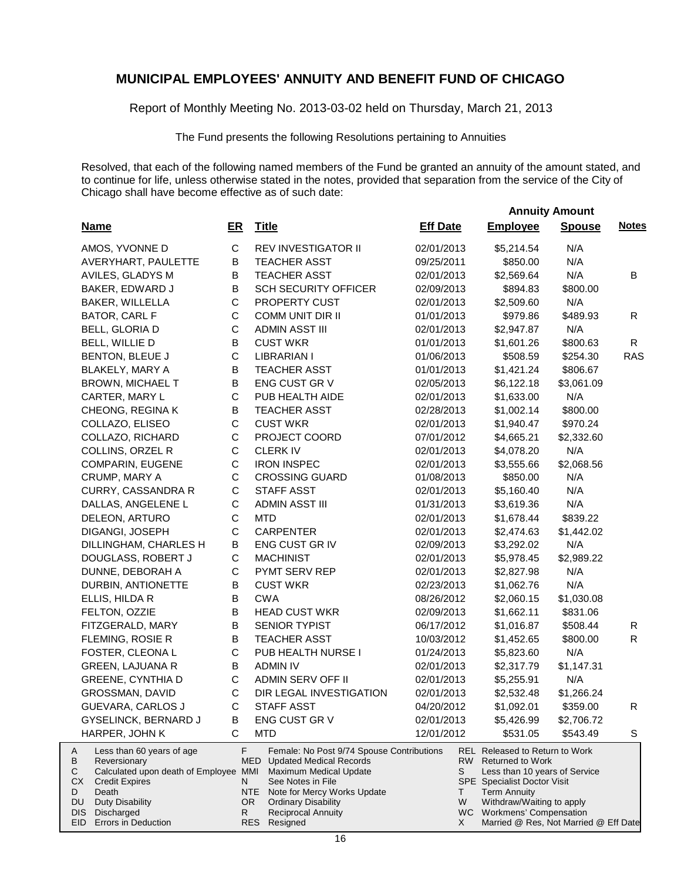# MUNICIPAL EMPLOYEES' ANNUITY AND BENEFIT FUND OF CHICAGO

Report of Monthly Meeting No. 2013-03-02 held on Thursday, March 21, 2013

The Fund presents the following Resolutions pertaining to Annuities

Resolved, that each of the following named members of the Fund be granted an annuity of the amount stated, and to continue for life, unless otherwise stated in the notes, provided that separation from the service of the City of Chicago shall have become effective as of such date:

| Name | ER | Title | Eff Date | Annuity Amount Employee | Annuity Amount Spouse | Notes |
|---|---|---|---|---|---|---|
| AMOS, YVONNE D | C | REV INVESTIGATOR II | 02/01/2013 | $5,214.54 | N/A | |
| AVERYHART, PAULETTE | B | TEACHER ASST | 09/25/2011 | $850.00 | N/A | |
| AVILES, GLADYS M | B | TEACHER ASST | 02/01/2013 | $2,569.64 | N/A | B |
| BAKER, EDWARD J | B | SCH SECURITY OFFICER | 02/09/2013 | $894.83 | $800.00 | |
| BAKER, WILLELLA | C | PROPERTY CUST | 02/01/2013 | $2,509.60 | N/A | |
| BATOR, CARL F | C | COMM UNIT DIR II | 01/01/2013 | $979.86 | $489.93 | R |
| BELL, GLORIA D | C | ADMIN ASST III | 02/01/2013 | $2,947.87 | N/A | |
| BELL, WILLIE D | B | CUST WKR | 01/01/2013 | $1,601.26 | $800.63 | R |
| BENTON, BLEUE J | C | LIBRARIAN I | 01/06/2013 | $508.59 | $254.30 | RAS |
| BLAKELY, MARY A | B | TEACHER ASST | 01/01/2013 | $1,421.24 | $806.67 | |
| BROWN, MICHAEL T | B | ENG CUST GR V | 02/05/2013 | $6,122.18 | $3,061.09 | |
| CARTER, MARY L | C | PUB HEALTH AIDE | 02/01/2013 | $1,633.00 | N/A | |
| CHEONG, REGINA K | B | TEACHER ASST | 02/28/2013 | $1,002.14 | $800.00 | |
| COLLAZO, ELISEO | C | CUST WKR | 02/01/2013 | $1,940.47 | $970.24 | |
| COLLAZO, RICHARD | C | PROJECT COORD | 07/01/2012 | $4,665.21 | $2,332.60 | |
| COLLINS, ORZEL R | C | CLERK IV | 02/01/2013 | $4,078.20 | N/A | |
| COMPARIN, EUGENE | C | IRON INSPEC | 02/01/2013 | $3,555.66 | $2,068.56 | |
| CRUMP, MARY A | C | CROSSING GUARD | 01/08/2013 | $850.00 | N/A | |
| CURRY, CASSANDRA R | C | STAFF ASST | 02/01/2013 | $5,160.40 | N/A | |
| DALLAS, ANGELENE L | C | ADMIN ASST III | 01/31/2013 | $3,619.36 | N/A | |
| DELEON, ARTURO | C | MTD | 02/01/2013 | $1,678.44 | $839.22 | |
| DIGANGI, JOSEPH | C | CARPENTER | 02/01/2013 | $2,474.63 | $1,442.02 | |
| DILLINGHAM, CHARLES H | B | ENG CUST GR IV | 02/09/2013 | $3,292.02 | N/A | |
| DOUGLASS, ROBERT J | C | MACHINIST | 02/01/2013 | $5,978.45 | $2,989.22 | |
| DUNNE, DEBORAH A | C | PYMT SERV REP | 02/01/2013 | $2,827.98 | N/A | |
| DURBIN, ANTIONETTE | B | CUST WKR | 02/23/2013 | $1,062.76 | N/A | |
| ELLIS, HILDA R | B | CWA | 08/26/2012 | $2,060.15 | $1,030.08 | |
| FELTON, OZZIE | B | HEAD CUST WKR | 02/09/2013 | $1,662.11 | $831.06 | |
| FITZGERALD, MARY | B | SENIOR TYPIST | 06/17/2012 | $1,016.87 | $508.44 | R |
| FLEMING, ROSIE R | B | TEACHER ASST | 10/03/2012 | $1,452.65 | $800.00 | R |
| FOSTER, CLEONA L | C | PUB HEALTH NURSE I | 01/24/2013 | $5,823.60 | N/A | |
| GREEN, LAJUANA R | B | ADMIN IV | 02/01/2013 | $2,317.79 | $1,147.31 | |
| GREENE, CYNTHIA D | C | ADMIN SERV OFF II | 02/01/2013 | $5,255.91 | N/A | |
| GROSSMAN, DAVID | C | DIR LEGAL INVESTIGATION | 02/01/2013 | $2,532.48 | $1,266.24 | |
| GUEVARA, CARLOS J | C | STAFF ASST | 04/20/2012 | $1,092.01 | $359.00 | R |
| GYSELINCK, BERNARD J | B | ENG CUST GR V | 02/01/2013 | $5,426.99 | $2,706.72 | |
| HARPER, JOHN K | C | MTD | 12/01/2012 | $531.05 | $543.49 | S |

| Code | Description | Code | Description | Code | Description |
|---|---|---|---|---|---|
| A | Less than 60 years of age | F | Female: No Post 9/74 Spouse Contributions | REL | Released to Return to Work |
| B | Reversionary | MED | Updated Medical Records | RW | Returned to Work |
| C | Calculated upon death of Employee | MMI | Maximum Medical Update | S | Less than 10 years of Service |
| CX | Credit Expires | N | See Notes in File | SPE | Specialist Doctor Visit |
| D | Death | NTE | Note for Mercy Works Update | T | Term Annuity |
| DU | Duty Disability | OR | Ordinary Disability | W | Withdraw/Waiting to apply |
| DIS | Discharged | R | Reciprocal Annuity | WC | Workmens' Compensation |
| EID | Errors in Deduction | RES | Resigned | X | Married @ Res, Not Married @ Eff Date |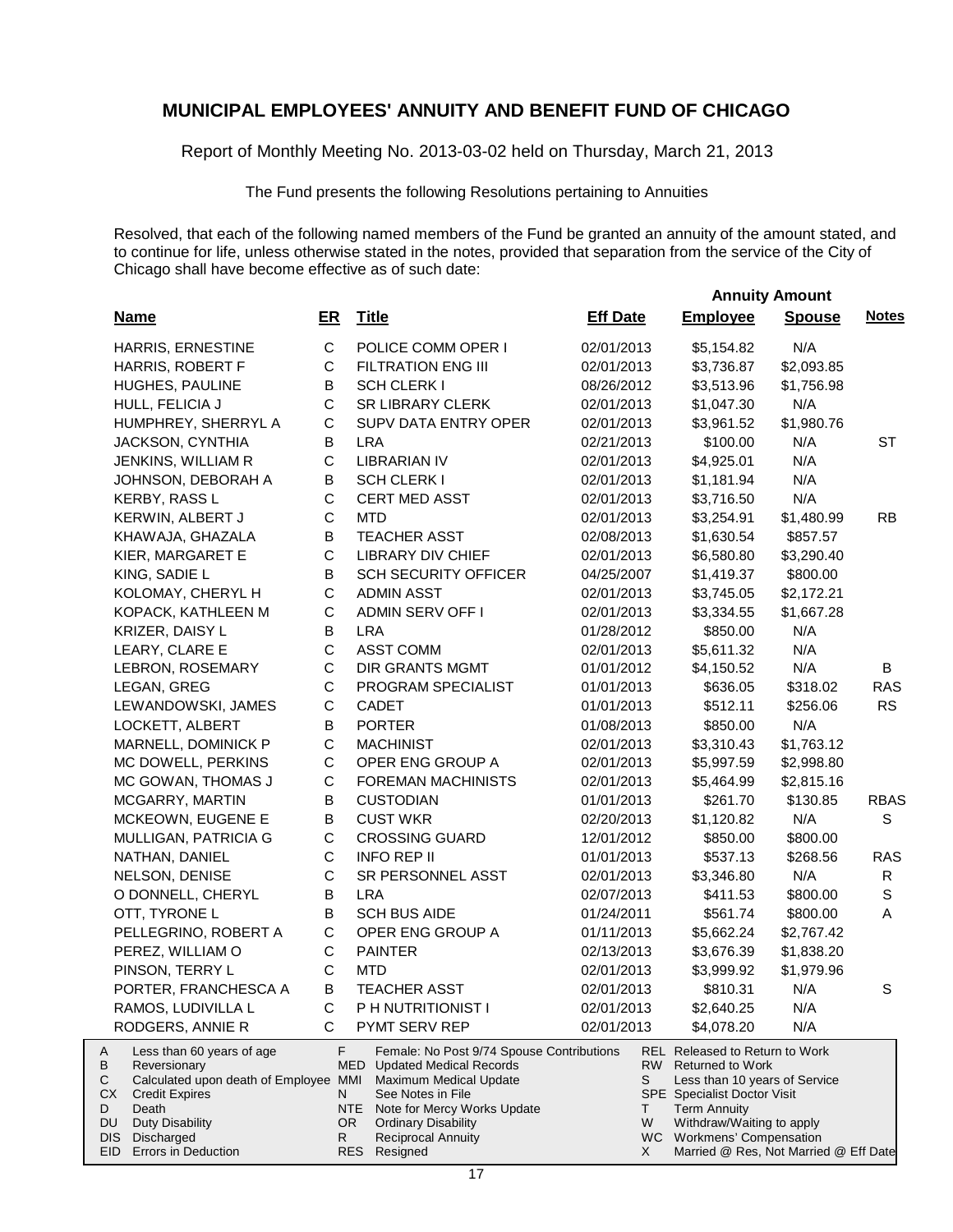## MUNICIPAL EMPLOYEES' ANNUITY AND BENEFIT FUND OF CHICAGO

Report of Monthly Meeting No. 2013-03-02 held on Thursday, March 21, 2013

The Fund presents the following Resolutions pertaining to Annuities

Resolved, that each of the following named members of the Fund be granted an annuity of the amount stated, and to continue for life, unless otherwise stated in the notes, provided that separation from the service of the City of Chicago shall have become effective as of such date:

| Name | ER | Title | Eff Date | Annuity Amount Employee | Annuity Amount Spouse | Notes |
|---|---|---|---|---|---|---|
| HARRIS, ERNESTINE | C | POLICE COMM OPER I | 02/01/2013 | $5,154.82 | N/A | |
| HARRIS, ROBERT F | C | FILTRATION ENG III | 02/01/2013 | $3,736.87 | $2,093.85 | |
| HUGHES, PAULINE | B | SCH CLERK I | 08/26/2012 | $3,513.96 | $1,756.98 | |
| HULL, FELICIA J | C | SR LIBRARY CLERK | 02/01/2013 | $1,047.30 | N/A | |
| HUMPHREY, SHERRYL A | C | SUPV DATA ENTRY OPER | 02/01/2013 | $3,961.52 | $1,980.76 | |
| JACKSON, CYNTHIA | B | LRA | 02/21/2013 | $100.00 | N/A | ST |
| JENKINS, WILLIAM R | C | LIBRARIAN IV | 02/01/2013 | $4,925.01 | N/A | |
| JOHNSON, DEBORAH A | B | SCH CLERK I | 02/01/2013 | $1,181.94 | N/A | |
| KERBY, RASS L | C | CERT MED ASST | 02/01/2013 | $3,716.50 | N/A | |
| KERWIN, ALBERT J | C | MTD | 02/01/2013 | $3,254.91 | $1,480.99 | RB |
| KHAWAJA, GHAZALA | B | TEACHER ASST | 02/08/2013 | $1,630.54 | $857.57 | |
| KIER, MARGARET E | C | LIBRARY DIV CHIEF | 02/01/2013 | $6,580.80 | $3,290.40 | |
| KING, SADIE L | B | SCH SECURITY OFFICER | 04/25/2007 | $1,419.37 | $800.00 | |
| KOLOMAY, CHERYL H | C | ADMIN ASST | 02/01/2013 | $3,745.05 | $2,172.21 | |
| KOPACK, KATHLEEN M | C | ADMIN SERV OFF I | 02/01/2013 | $3,334.55 | $1,667.28 | |
| KRIZER, DAISY L | B | LRA | 01/28/2012 | $850.00 | N/A | |
| LEARY, CLARE E | C | ASST COMM | 02/01/2013 | $5,611.32 | N/A | |
| LEBRON, ROSEMARY | C | DIR GRANTS MGMT | 01/01/2012 | $4,150.52 | N/A | B |
| LEGAN, GREG | C | PROGRAM SPECIALIST | 01/01/2013 | $636.05 | $318.02 | RAS |
| LEWANDOWSKI, JAMES | C | CADET | 01/01/2013 | $512.11 | $256.06 | RS |
| LOCKETT, ALBERT | B | PORTER | 01/08/2013 | $850.00 | N/A | |
| MARNELL, DOMINICK P | C | MACHINIST | 02/01/2013 | $3,310.43 | $1,763.12 | |
| MC DOWELL, PERKINS | C | OPER ENG GROUP A | 02/01/2013 | $5,997.59 | $2,998.80 | |
| MC GOWAN, THOMAS J | C | FOREMAN MACHINISTS | 02/01/2013 | $5,464.99 | $2,815.16 | |
| MCGARRY, MARTIN | B | CUSTODIAN | 01/01/2013 | $261.70 | $130.85 | RBAS |
| MCKEOWN, EUGENE E | B | CUST WKR | 02/20/2013 | $1,120.82 | N/A | S |
| MULLIGAN, PATRICIA G | C | CROSSING GUARD | 12/01/2012 | $850.00 | $800.00 | |
| NATHAN, DANIEL | C | INFO REP II | 01/01/2013 | $537.13 | $268.56 | RAS |
| NELSON, DENISE | C | SR PERSONNEL ASST | 02/01/2013 | $3,346.80 | N/A | R |
| O DONNELL, CHERYL | B | LRA | 02/07/2013 | $411.53 | $800.00 | S |
| OTT, TYRONE L | B | SCH BUS AIDE | 01/24/2011 | $561.74 | $800.00 | A |
| PELLEGRINO, ROBERT A | C | OPER ENG GROUP A | 01/11/2013 | $5,662.24 | $2,767.42 | |
| PEREZ, WILLIAM O | C | PAINTER | 02/13/2013 | $3,676.39 | $1,838.20 | |
| PINSON, TERRY L | C | MTD | 02/01/2013 | $3,999.92 | $1,979.96 | |
| PORTER, FRANCHESCA A | B | TEACHER ASST | 02/01/2013 | $810.31 | N/A | S |
| RAMOS, LUDIVILLA L | C | P H NUTRITIONIST I | 02/01/2013 | $2,640.25 | N/A | |
| RODGERS, ANNIE R | C | PYMT SERV REP | 02/01/2013 | $4,078.20 | N/A | |

| | | | | | |
|---|---|---|---|---|---|
| A | Less than 60 years of age | F | Female: No Post 9/74 Spouse Contributions | REL | Released to Return to Work |
| B | Reversionary | MED | Updated Medical Records | RW | Returned to Work |
| C | Calculated upon death of Employee | MMI | Maximum Medical Update | S | Less than 10 years of Service |
| CX | Credit Expires | N | See Notes in File | SPE | Specialist Doctor Visit |
| D | Death | NTE | Note for Mercy Works Update | T | Term Annuity |
| DU | Duty Disability | OR | Ordinary Disability | W | Withdraw/Waiting to apply |
| DIS | Discharged | R | Reciprocal Annuity | WC | Workmens' Compensation |
| EID | Errors in Deduction | RES | Resigned | X | Married @ Res, Not Married @ Eff Date |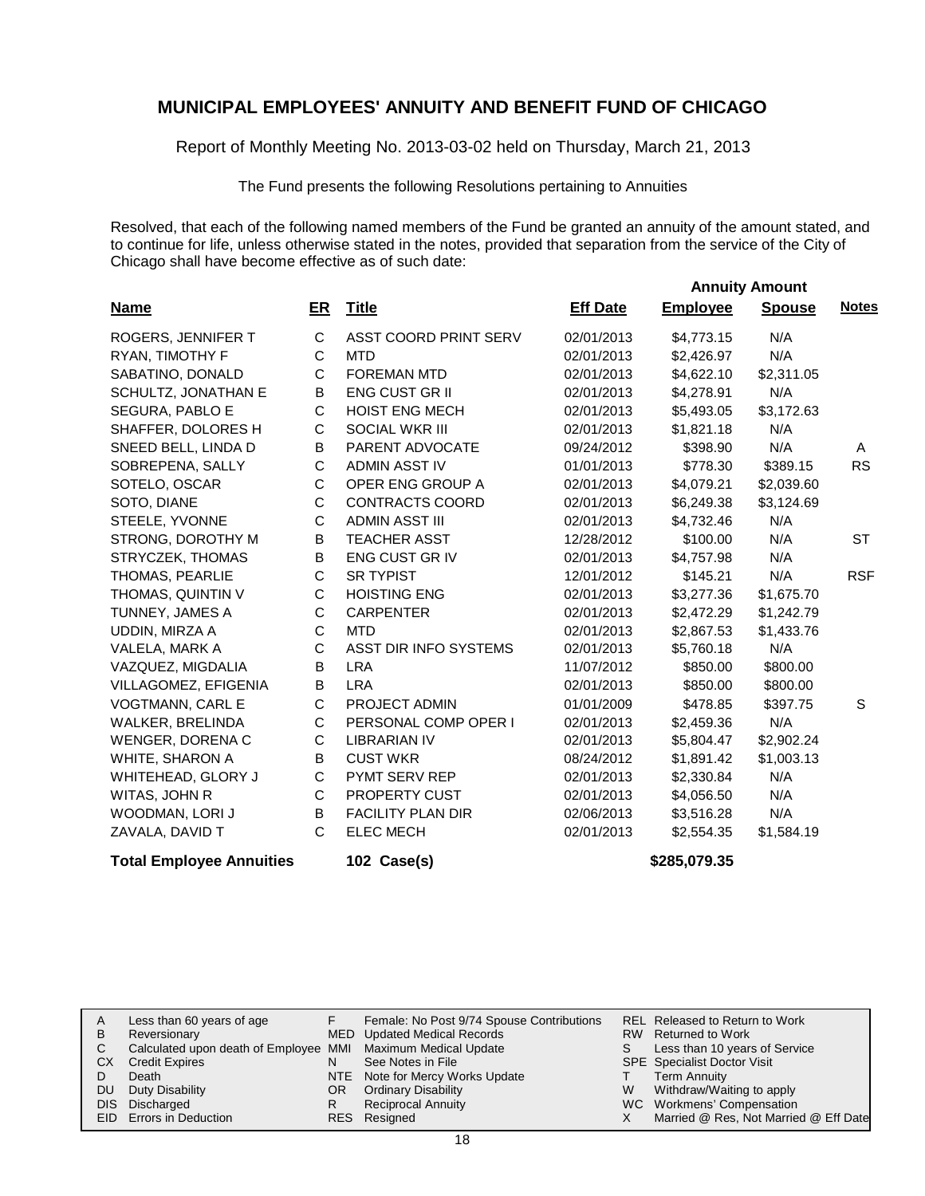# MUNICIPAL EMPLOYEES' ANNUITY AND BENEFIT FUND OF CHICAGO

Report of Monthly Meeting No. 2013-03-02 held on Thursday, March 21, 2013

The Fund presents the following Resolutions pertaining to Annuities

Resolved, that each of the following named members of the Fund be granted an annuity of the amount stated, and to continue for life, unless otherwise stated in the notes, provided that separation from the service of the City of Chicago shall have become effective as of such date:

| Name | ER | Title | Eff Date | Annuity Amount Employee | Annuity Amount Spouse | Notes |
|---|---|---|---|---|---|---|
| ROGERS, JENNIFER T | C | ASST COORD PRINT SERV | 02/01/2013 | $4,773.15 | N/A | |
| RYAN, TIMOTHY F | C | MTD | 02/01/2013 | $2,426.97 | N/A | |
| SABATINO, DONALD | C | FOREMAN MTD | 02/01/2013 | $4,622.10 | $2,311.05 | |
| SCHULTZ, JONATHAN E | B | ENG CUST GR II | 02/01/2013 | $4,278.91 | N/A | |
| SEGURA, PABLO E | C | HOIST ENG MECH | 02/01/2013 | $5,493.05 | $3,172.63 | |
| SHAFFER, DOLORES H | C | SOCIAL WKR III | 02/01/2013 | $1,821.18 | N/A | |
| SNEED BELL, LINDA D | B | PARENT ADVOCATE | 09/24/2012 | $398.90 | N/A | A |
| SOBREPENA, SALLY | C | ADMIN ASST IV | 01/01/2013 | $778.30 | $389.15 | RS |
| SOTELO, OSCAR | C | OPER ENG GROUP A | 02/01/2013 | $4,079.21 | $2,039.60 | |
| SOTO, DIANE | C | CONTRACTS COORD | 02/01/2013 | $6,249.38 | $3,124.69 | |
| STEELE, YVONNE | C | ADMIN ASST III | 02/01/2013 | $4,732.46 | N/A | |
| STRONG, DOROTHY M | B | TEACHER ASST | 12/28/2012 | $100.00 | N/A | ST |
| STRYCZEK, THOMAS | B | ENG CUST GR IV | 02/01/2013 | $4,757.98 | N/A | |
| THOMAS, PEARLIE | C | SR TYPIST | 12/01/2012 | $145.21 | N/A | RSF |
| THOMAS, QUINTIN V | C | HOISTING ENG | 02/01/2013 | $3,277.36 | $1,675.70 | |
| TUNNEY, JAMES A | C | CARPENTER | 02/01/2013 | $2,472.29 | $1,242.79 | |
| UDDIN, MIRZA A | C | MTD | 02/01/2013 | $2,867.53 | $1,433.76 | |
| VALELA, MARK A | C | ASST DIR INFO SYSTEMS | 02/01/2013 | $5,760.18 | N/A | |
| VAZQUEZ, MIGDALIA | B | LRA | 11/07/2012 | $850.00 | $800.00 | |
| VILLAGOMEZ, EFIGENIA | B | LRA | 02/01/2013 | $850.00 | $800.00 | |
| VOGTMANN, CARL E | C | PROJECT ADMIN | 01/01/2009 | $478.85 | $397.75 | S |
| WALKER, BRELINDA | C | PERSONAL COMP OPER I | 02/01/2013 | $2,459.36 | N/A | |
| WENGER, DORENA C | C | LIBRARIAN IV | 02/01/2013 | $5,804.47 | $2,902.24 | |
| WHITE, SHARON A | B | CUST WKR | 08/24/2012 | $1,891.42 | $1,003.13 | |
| WHITEHEAD, GLORY J | C | PYMT SERV REP | 02/01/2013 | $2,330.84 | N/A | |
| WITAS, JOHN R | C | PROPERTY CUST | 02/01/2013 | $4,056.50 | N/A | |
| WOODMAN, LORI J | B | FACILITY PLAN DIR | 02/06/2013 | $3,516.28 | N/A | |
| ZAVALA, DAVID T | C | ELEC MECH | 02/01/2013 | $2,554.35 | $1,584.19 | |
| **Total Employee Annuities** | | **102 Case(s)** | | **$285,079.35** | | |

| | | | | | |
|---|---|---|---|---|---|
| A | Less than 60 years of age | F | Female: No Post 9/74 Spouse Contributions | REL | Released to Return to Work |
| B | Reversionary | MED | Updated Medical Records | RW | Returned to Work |
| C | Calculated upon death of Employee | MMI | Maximum Medical Update | S | Less than 10 years of Service |
| CX | Credit Expires | N | See Notes in File | SPE | Specialist Doctor Visit |
| D | Death | NTE | Note for Mercy Works Update | T | Term Annuity |
| DU | Duty Disability | OR | Ordinary Disability | W | Withdraw/Waiting to apply |
| DIS | Discharged | R | Reciprocal Annuity | WC | Workmens' Compensation |
| EID | Errors in Deduction | RES | Resigned | X | Married @ Res, Not Married @ Eff Date |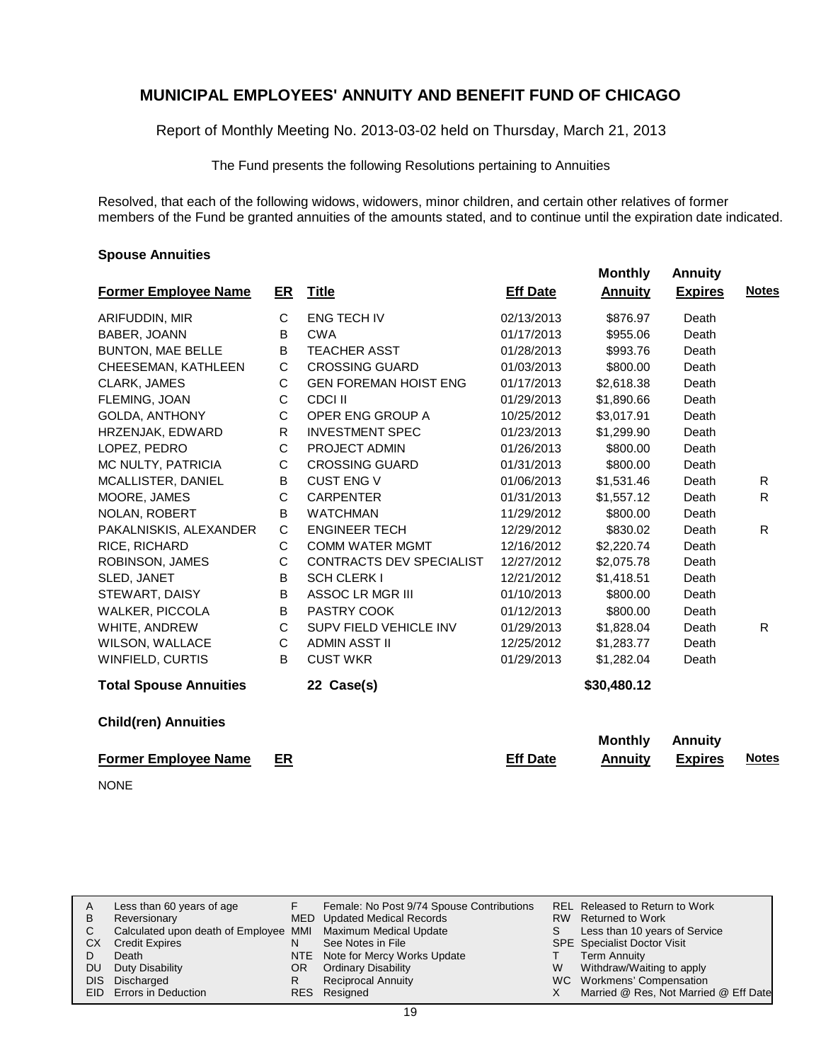# MUNICIPAL EMPLOYEES' ANNUITY AND BENEFIT FUND OF CHICAGO

Report of Monthly Meeting No. 2013-03-02 held on Thursday, March 21, 2013

The Fund presents the following Resolutions pertaining to Annuities

Resolved, that each of the following widows, widowers, minor children, and certain other relatives of former members of the Fund be granted annuities of the amounts stated, and to continue until the expiration date indicated.

## Spouse Annuities

| Former Employee Name | ER | Title | Eff Date | Monthly Annuity | Annuity Expires | Notes |
|---|---|---|---|---|---|---|
| ARIFUDDIN, MIR | C | ENG TECH IV | 02/13/2013 | $876.97 | Death | |
| BABER, JOANN | B | CWA | 01/17/2013 | $955.06 | Death | |
| BUNTON, MAE BELLE | B | TEACHER ASST | 01/28/2013 | $993.76 | Death | |
| CHEESEMAN, KATHLEEN | C | CROSSING GUARD | 01/03/2013 | $800.00 | Death | |
| CLARK, JAMES | C | GEN FOREMAN HOIST ENG | 01/17/2013 | $2,618.38 | Death | |
| FLEMING, JOAN | C | CDCI II | 01/29/2013 | $1,890.66 | Death | |
| GOLDA, ANTHONY | C | OPER ENG GROUP A | 10/25/2012 | $3,017.91 | Death | |
| HRZENJAK, EDWARD | R | INVESTMENT SPEC | 01/23/2013 | $1,299.90 | Death | |
| LOPEZ, PEDRO | C | PROJECT ADMIN | 01/26/2013 | $800.00 | Death | |
| MC NULTY, PATRICIA | C | CROSSING GUARD | 01/31/2013 | $800.00 | Death | |
| MCALLISTER, DANIEL | B | CUST ENG V | 01/06/2013 | $1,531.46 | Death | R |
| MOORE, JAMES | C | CARPENTER | 01/31/2013 | $1,557.12 | Death | R |
| NOLAN, ROBERT | B | WATCHMAN | 11/29/2012 | $800.00 | Death | |
| PAKALNISKIS, ALEXANDER | C | ENGINEER TECH | 12/29/2012 | $830.02 | Death | R |
| RICE, RICHARD | C | COMM WATER MGMT | 12/16/2012 | $2,220.74 | Death | |
| ROBINSON, JAMES | C | CONTRACTS DEV SPECIALIST | 12/27/2012 | $2,075.78 | Death | |
| SLED, JANET | B | SCH CLERK I | 12/21/2012 | $1,418.51 | Death | |
| STEWART, DAISY | B | ASSOC LR MGR III | 01/10/2013 | $800.00 | Death | |
| WALKER, PICCOLA | B | PASTRY COOK | 01/12/2013 | $800.00 | Death | |
| WHITE, ANDREW | C | SUPV FIELD VEHICLE INV | 01/29/2013 | $1,828.04 | Death | R |
| WILSON, WALLACE | C | ADMIN ASST II | 12/25/2012 | $1,283.77 | Death | |
| WINFIELD, CURTIS | B | CUST WKR | 01/29/2013 | $1,282.04 | Death | |
| **Total Spouse Annuities** | | **22 Case(s)** | | **$30,480.12** | | |

## Child(ren) Annuities

| Former Employee Name | ER | Eff Date | Monthly Annuity | Annuity Expires | Notes |
|---|---|---|---|---|---|

NONE

| | | | | | |
|---|---|---|---|---|---|
| A | Less than 60 years of age | F | Female: No Post 9/74 Spouse Contributions | REL | Released to Return to Work |
| B | Reversionary | MED | Updated Medical Records | RW | Returned to Work |
| C | Calculated upon death of Employee | MMI | Maximum Medical Update | S | Less than 10 years of Service |
| CX | Credit Expires | N | See Notes in File | SPE | Specialist Doctor Visit |
| D | Death | NTE | Note for Mercy Works Update | T | Term Annuity |
| DU | Duty Disability | OR | Ordinary Disability | W | Withdraw/Waiting to apply |
| DIS | Discharged | R | Reciprocal Annuity | WC | Workmens' Compensation |
| EID | Errors in Deduction | RES | Resigned | X | Married @ Res, Not Married @ Eff Date |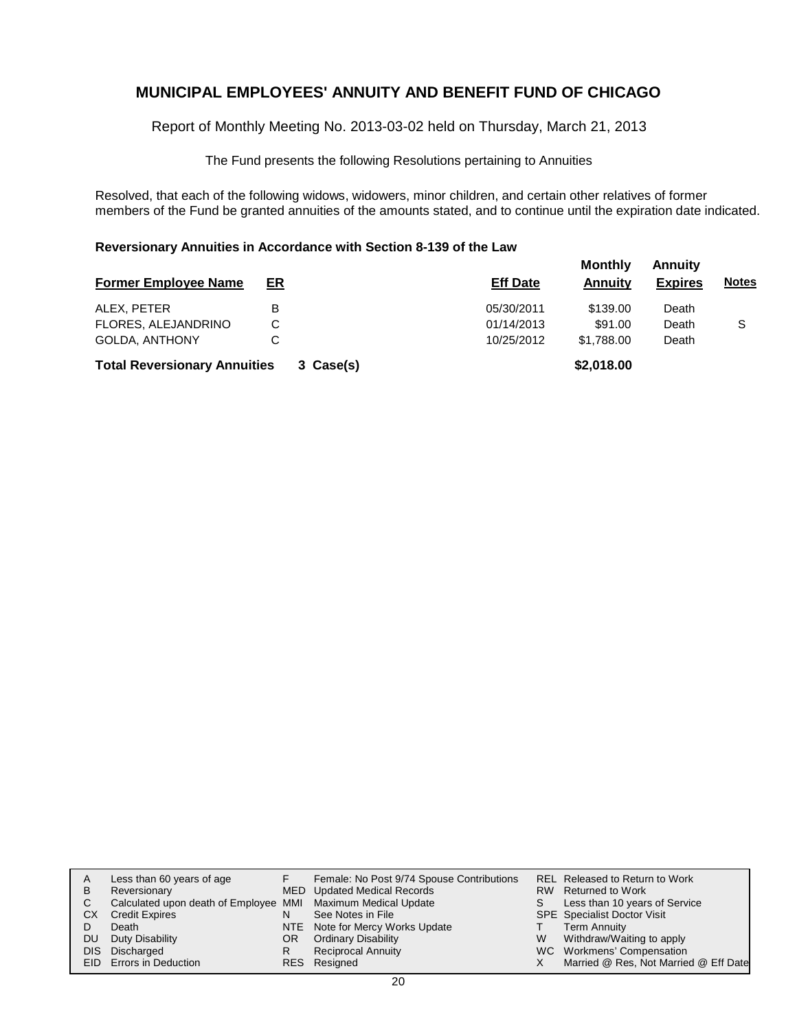## MUNICIPAL EMPLOYEES' ANNUITY AND BENEFIT FUND OF CHICAGO

Report of Monthly Meeting No. 2013-03-02 held on Thursday, March 21, 2013

The Fund presents the following Resolutions pertaining to Annuities

Resolved, that each of the following widows, widowers, minor children, and certain other relatives of former members of the Fund be granted annuities of the amounts stated, and to continue until the expiration date indicated.

**Reversionary Annuities in Accordance with Section 8-139 of the Law**

| Former Employee Name | ER | Eff Date | Monthly Annuity | Annuity Expires | Notes |
|---|---|---|---|---|---|
| ALEX, PETER | B | 05/30/2011 | $139.00 | Death | |
| FLORES, ALEJANDRINO | C | 01/14/2013 | $91.00 | Death | S |
| GOLDA, ANTHONY | C | 10/25/2012 | $1,788.00 | Death | |
| **Total Reversionary Annuities** | **3 Case(s)** | | **$2,018.00** | | |

| | | | | | |
|---|---|---|---|---|---|
| A | Less than 60 years of age | F | Female: No Post 9/74 Spouse Contributions | REL | Released to Return to Work |
| B | Reversionary | MED | Updated Medical Records | RW | Returned to Work |
| C | Calculated upon death of Employee | MMI | Maximum Medical Update | S | Less than 10 years of Service |
| CX | Credit Expires | N | See Notes in File | SPE | Specialist Doctor Visit |
| D | Death | NTE | Note for Mercy Works Update | T | Term Annuity |
| DU | Duty Disability | OR | Ordinary Disability | W | Withdraw/Waiting to apply |
| DIS | Discharged | R | Reciprocal Annuity | WC | Workmens' Compensation |
| EID | Errors in Deduction | RES | Resigned | X | Married @ Res, Not Married @ Eff Date |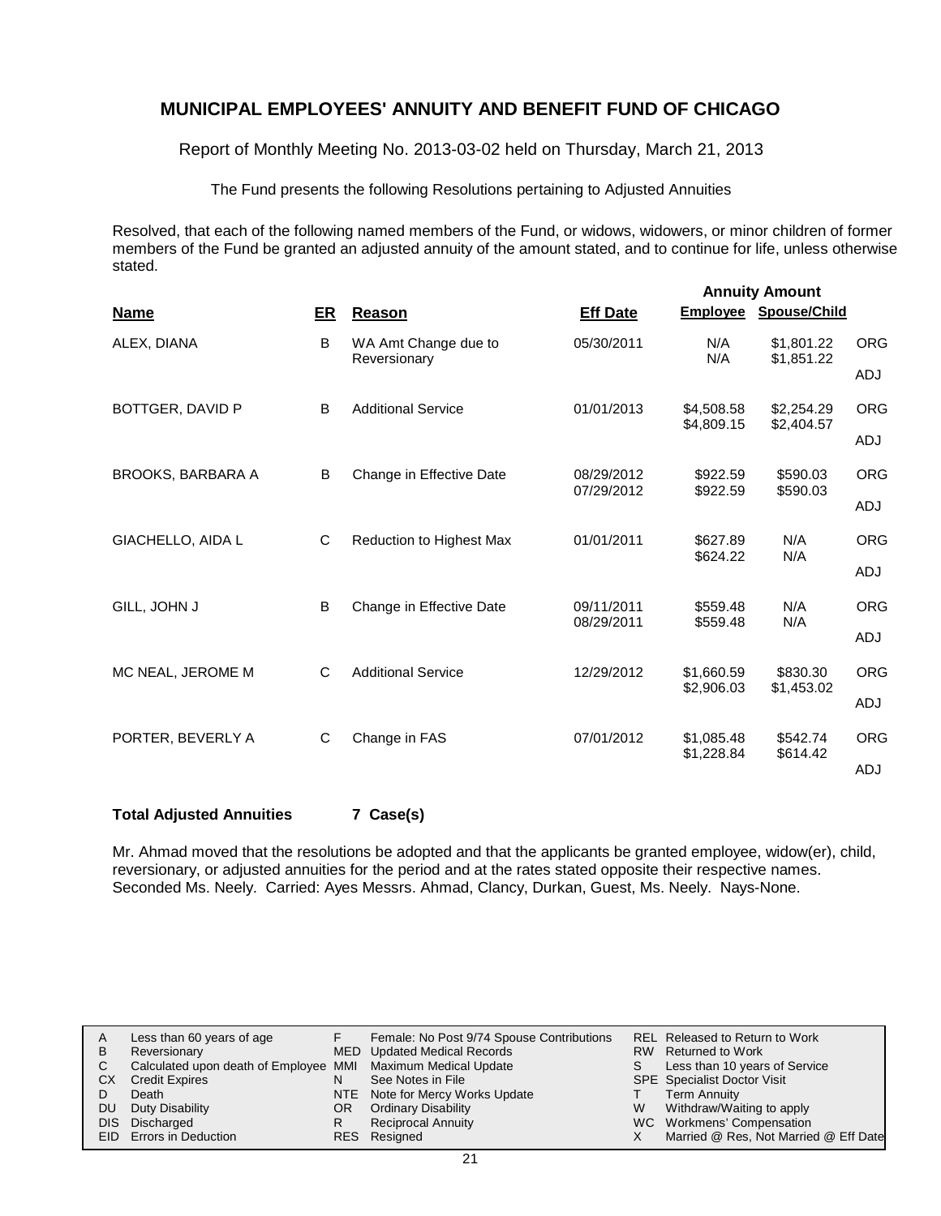# MUNICIPAL EMPLOYEES' ANNUITY AND BENEFIT FUND OF CHICAGO

Report of Monthly Meeting No. 2013-03-02 held on Thursday, March 21, 2013

The Fund presents the following Resolutions pertaining to Adjusted Annuities

Resolved, that each of the following named members of the Fund, or widows, widowers, or minor children of former members of the Fund be granted an adjusted annuity of the amount stated, and to continue for life, unless otherwise stated.

| | | | | Annuity Amount | | |
|---|---|---|---|---|---|---|
| **Name** | **ER** | **Reason** | **Eff Date** | **Employee** | **Spouse/Child** | |
| ALEX, DIANA | B | WA Amt Change due to Reversionary | 05/30/2011 | N/A | $1,801.22 | ORG |
| | | | | N/A | $1,851.22 | ADJ |
| BOTTGER, DAVID P | B | Additional Service | 01/01/2013 | $4,508.58 | $2,254.29 | ORG |
| | | | | $4,809.15 | $2,404.57 | ADJ |
| BROOKS, BARBARA A | B | Change in Effective Date | 08/29/2012 | $922.59 | $590.03 | ORG |
| | | | 07/29/2012 | $922.59 | $590.03 | ADJ |
| GIACHELLO, AIDA L | C | Reduction to Highest Max | 01/01/2011 | $627.89 | N/A | ORG |
| | | | | $624.22 | N/A | ADJ |
| GILL, JOHN J | B | Change in Effective Date | 09/11/2011 | $559.48 | N/A | ORG |
| | | | 08/29/2011 | $559.48 | N/A | ADJ |
| MC NEAL, JEROME M | C | Additional Service | 12/29/2012 | $1,660.59 | $830.30 | ORG |
| | | | | $2,906.03 | $1,453.02 | ADJ |
| PORTER, BEVERLY A | C | Change in FAS | 07/01/2012 | $1,085.48 | $542.74 | ORG |
| | | | | $1,228.84 | $614.42 | ADJ |

**Total Adjusted Annuities 7 Case(s)**

Mr. Ahmad moved that the resolutions be adopted and that the applicants be granted employee, widow(er), child, reversionary, or adjusted annuities for the period and at the rates stated opposite their respective names. Seconded Ms. Neely. Carried: Ayes Messrs. Ahmad, Clancy, Durkan, Guest, Ms. Neely. Nays-None.

| | | | | | |
|---|---|---|---|---|---|
| A | Less than 60 years of age | F | Female: No Post 9/74 Spouse Contributions | REL | Released to Return to Work |
| B | Reversionary | MED | Updated Medical Records | RW | Returned to Work |
| C | Calculated upon death of Employee | MMI | Maximum Medical Update | S | Less than 10 years of Service |
| CX | Credit Expires | N | See Notes in File | SPE | Specialist Doctor Visit |
| D | Death | NTE | Note for Mercy Works Update | T | Term Annuity |
| DU | Duty Disability | OR | Ordinary Disability | W | Withdraw/Waiting to apply |
| DIS | Discharged | R | Reciprocal Annuity | WC | Workmens' Compensation |
| EID | Errors in Deduction | RES | Resigned | X | Married @ Res, Not Married @ Eff Date |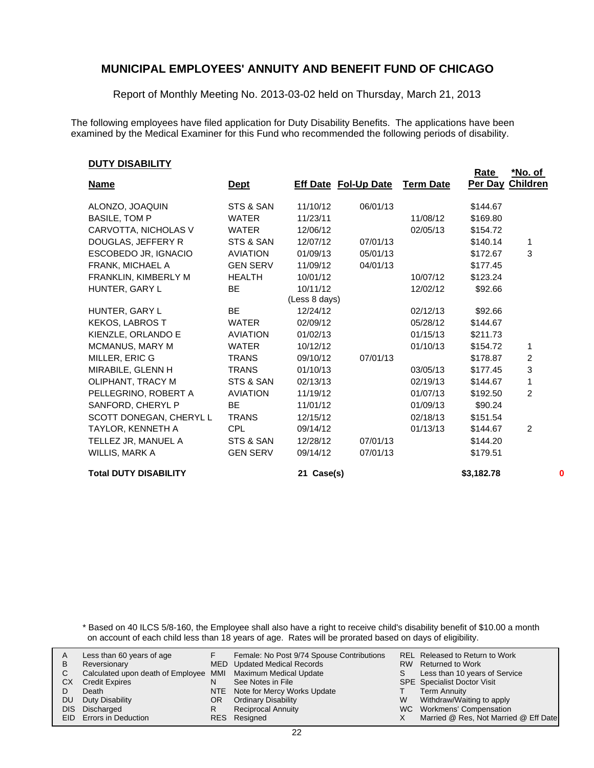# MUNICIPAL EMPLOYEES' ANNUITY AND BENEFIT FUND OF CHICAGO

Report of Monthly Meeting No. 2013-03-02 held on Thursday, March 21, 2013

The following employees have filed application for Duty Disability Benefits. The applications have been examined by the Medical Examiner for this Fund who recommended the following periods of disability.

## DUTY DISABILITY

| Name | Dept | Eff Date | Fol-Up Date | Term Date | Rate Per Day | *No. of Children |
|---|---|---|---|---|---|---|
| ALONZO, JOAQUIN | STS & SAN | 11/10/12 | 06/01/13 | | $144.67 | |
| BASILE, TOM P | WATER | 11/23/11 | | 11/08/12 | $169.80 | |
| CARVOTTA, NICHOLAS V | WATER | 12/06/12 | | 02/05/13 | $154.72 | |
| DOUGLAS, JEFFERY R | STS & SAN | 12/07/12 | 07/01/13 | | $140.14 | 1 |
| ESCOBEDO JR, IGNACIO | AVIATION | 01/09/13 | 05/01/13 | | $172.67 | 3 |
| FRANK, MICHAEL A | GEN SERV | 11/09/12 | 04/01/13 | | $177.45 | |
| FRANKLIN, KIMBERLY M | HEALTH | 10/01/12 | | 10/07/12 | $123.24 | |
| HUNTER, GARY L | BE | 10/11/12 (Less 8 days) | | 12/02/12 | $92.66 | |
| HUNTER, GARY L | BE | 12/24/12 | | 02/12/13 | $92.66 | |
| KEKOS, LABROS T | WATER | 02/09/12 | | 05/28/12 | $144.67 | |
| KIENZLE, ORLANDO E | AVIATION | 01/02/13 | | 01/15/13 | $211.73 | |
| MCMANUS, MARY M | WATER | 10/12/12 | | 01/10/13 | $154.72 | 1 |
| MILLER, ERIC G | TRANS | 09/10/12 | 07/01/13 | | $178.87 | 2 |
| MIRABILE, GLENN H | TRANS | 01/10/13 | | 03/05/13 | $177.45 | 3 |
| OLIPHANT, TRACY M | STS & SAN | 02/13/13 | | 02/19/13 | $144.67 | 1 |
| PELLEGRINO, ROBERT A | AVIATION | 11/19/12 | | 01/07/13 | $192.50 | 2 |
| SANFORD, CHERYL P | BE | 11/01/12 | | 01/09/13 | $90.24 | |
| SCOTT DONEGAN, CHERYL L | TRANS | 12/15/12 | | 02/18/13 | $151.54 | |
| TAYLOR, KENNETH A | CPL | 09/14/12 | | 01/13/13 | $144.67 | 2 |
| TELLEZ JR, MANUEL A | STS & SAN | 12/28/12 | 07/01/13 | | $144.20 | |
| WILLIS, MARK A | GEN SERV | 09/14/12 | 07/01/13 | | $179.51 | |
| **Total DUTY DISABILITY** | | **21 Case(s)** | | | **$3,182.78** | **0** |

\* Based on 40 ILCS 5/8-160, the Employee shall also have a right to receive child's disability benefit of $10.00 a month on account of each child less than 18 years of age. Rates will be prorated based on days of eligibility.

| | | | | | |
|---|---|---|---|---|---|
| A | Less than 60 years of age | F | Female: No Post 9/74 Spouse Contributions | REL | Released to Return to Work |
| B | Reversionary | MED | Updated Medical Records | RW | Returned to Work |
| C | Calculated upon death of Employee | MMI | Maximum Medical Update | S | Less than 10 years of Service |
| CX | Credit Expires | N | See Notes in File | SPE | Specialist Doctor Visit |
| D | Death | NTE | Note for Mercy Works Update | T | Term Annuity |
| DU | Duty Disability | OR | Ordinary Disability | W | Withdraw/Waiting to apply |
| DIS | Discharged | R | Reciprocal Annuity | WC | Workmens' Compensation |
| EID | Errors in Deduction | RES | Resigned | X | Married @ Res, Not Married @ Eff Date |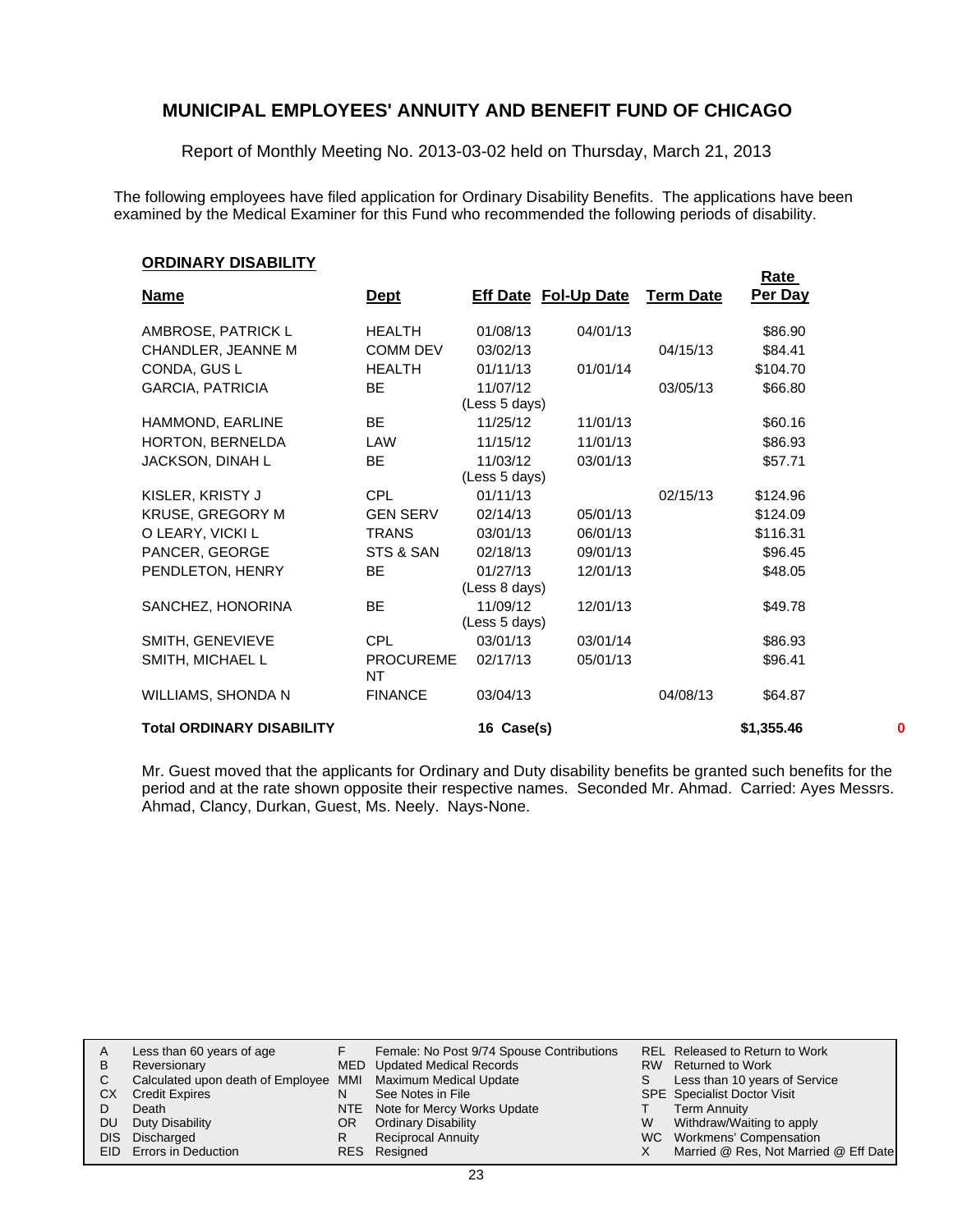# MUNICIPAL EMPLOYEES' ANNUITY AND BENEFIT FUND OF CHICAGO

Report of Monthly Meeting No. 2013-03-02 held on Thursday, March 21, 2013

The following employees have filed application for Ordinary Disability Benefits. The applications have been examined by the Medical Examiner for this Fund who recommended the following periods of disability.

**ORDINARY DISABILITY**

| Name | Dept | Eff Date | Fol-Up Date | Term Date | Rate Per Day |
|---|---|---|---|---|---|
| AMBROSE, PATRICK L | HEALTH | 01/08/13 | 04/01/13 | | $86.90 |
| CHANDLER, JEANNE M | COMM DEV | 03/02/13 | | 04/15/13 | $84.41 |
| CONDA, GUS L | HEALTH | 01/11/13 | 01/01/14 | | $104.70 |
| GARCIA, PATRICIA | BE | 11/07/12 (Less 5 days) | | 03/05/13 | $66.80 |
| HAMMOND, EARLINE | BE | 11/25/12 | 11/01/13 | | $60.16 |
| HORTON, BERNELDA | LAW | 11/15/12 | 11/01/13 | | $86.93 |
| JACKSON, DINAH L | BE | 11/03/12 (Less 5 days) | 03/01/13 | | $57.71 |
| KISLER, KRISTY J | CPL | 01/11/13 | | 02/15/13 | $124.96 |
| KRUSE, GREGORY M | GEN SERV | 02/14/13 | 05/01/13 | | $124.09 |
| O LEARY, VICKI L | TRANS | 03/01/13 | 06/01/13 | | $116.31 |
| PANCER, GEORGE | STS & SAN | 02/18/13 | 09/01/13 | | $96.45 |
| PENDLETON, HENRY | BE | 01/27/13 (Less 8 days) | 12/01/13 | | $48.05 |
| SANCHEZ, HONORINA | BE | 11/09/12 (Less 5 days) | 12/01/13 | | $49.78 |
| SMITH, GENEVIEVE | CPL | 03/01/13 | 03/01/14 | | $86.93 |
| SMITH, MICHAEL L | PROCUREMENT | 02/17/13 | 05/01/13 | | $96.41 |
| WILLIAMS, SHONDA N | FINANCE | 03/04/13 | | 04/08/13 | $64.87 |
| **Total ORDINARY DISABILITY** | | **16 Case(s)** | | | **$1,355.46** |

0

Mr. Guest moved that the applicants for Ordinary and Duty disability benefits be granted such benefits for the period and at the rate shown opposite their respective names. Seconded Mr. Ahmad. Carried: Ayes Messrs. Ahmad, Clancy, Durkan, Guest, Ms. Neely. Nays-None.

| | | | | | |
|---|---|---|---|---|---|
| A | Less than 60 years of age | F | Female: No Post 9/74 Spouse Contributions | REL | Released to Return to Work |
| B | Reversionary | MED | Updated Medical Records | RW | Returned to Work |
| C | Calculated upon death of Employee | MMI | Maximum Medical Update | S | Less than 10 years of Service |
| CX | Credit Expires | N | See Notes in File | SPE | Specialist Doctor Visit |
| D | Death | NTE | Note for Mercy Works Update | T | Term Annuity |
| DU | Duty Disability | OR | Ordinary Disability | W | Withdraw/Waiting to apply |
| DIS | Discharged | R | Reciprocal Annuity | WC | Workmens' Compensation |
| EID | Errors in Deduction | RES | Resigned | X | Married @ Res, Not Married @ Eff Date |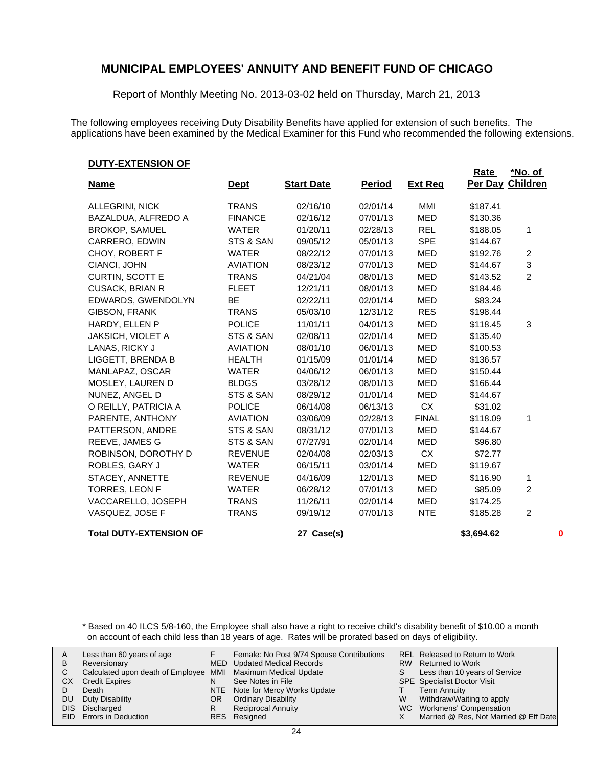# MUNICIPAL EMPLOYEES' ANNUITY AND BENEFIT FUND OF CHICAGO

Report of Monthly Meeting No. 2013-03-02 held on Thursday, March 21, 2013

The following employees receiving Duty Disability Benefits have applied for extension of such benefits. The applications have been examined by the Medical Examiner for this Fund who recommended the following extensions.

**DUTY-EXTENSION OF**

| Name | Dept | Start Date | Period | Ext Req | Rate Per Day | *No. of Children |
|---|---|---|---|---|---|---|
| ALLEGRINI, NICK | TRANS | 02/16/10 | 02/01/14 | MMI | $187.41 | |
| BAZALDUA, ALFREDO A | FINANCE | 02/16/12 | 07/01/13 | MED | $130.36 | |
| BROKOP, SAMUEL | WATER | 01/20/11 | 02/28/13 | REL | $188.05 | 1 |
| CARRERO, EDWIN | STS & SAN | 09/05/12 | 05/01/13 | SPE | $144.67 | |
| CHOY, ROBERT F | WATER | 08/22/12 | 07/01/13 | MED | $192.76 | 2 |
| CIANCI, JOHN | AVIATION | 08/23/12 | 07/01/13 | MED | $144.67 | 3 |
| CURTIN, SCOTT E | TRANS | 04/21/04 | 08/01/13 | MED | $143.52 | 2 |
| CUSACK, BRIAN R | FLEET | 12/21/11 | 08/01/13 | MED | $184.46 | |
| EDWARDS, GWENDOLYN | BE | 02/22/11 | 02/01/14 | MED | $83.24 | |
| GIBSON, FRANK | TRANS | 05/03/10 | 12/31/12 | RES | $198.44 | |
| HARDY, ELLEN P | POLICE | 11/01/11 | 04/01/13 | MED | $118.45 | 3 |
| JAKSICH, VIOLET A | STS & SAN | 02/08/11 | 02/01/14 | MED | $135.40 | |
| LANAS, RICKY J | AVIATION | 08/01/10 | 06/01/13 | MED | $100.53 | |
| LIGGETT, BRENDA B | HEALTH | 01/15/09 | 01/01/14 | MED | $136.57 | |
| MANLAPAZ, OSCAR | WATER | 04/06/12 | 06/01/13 | MED | $150.44 | |
| MOSLEY, LAUREN D | BLDGS | 03/28/12 | 08/01/13 | MED | $166.44 | |
| NUNEZ, ANGEL D | STS & SAN | 08/29/12 | 01/01/14 | MED | $144.67 | |
| O REILLY, PATRICIA A | POLICE | 06/14/08 | 06/13/13 | CX | $31.02 | |
| PARENTE, ANTHONY | AVIATION | 03/06/09 | 02/28/13 | FINAL | $118.09 | 1 |
| PATTERSON, ANDRE | STS & SAN | 08/31/12 | 07/01/13 | MED | $144.67 | |
| REEVE, JAMES G | STS & SAN | 07/27/91 | 02/01/14 | MED | $96.80 | |
| ROBINSON, DOROTHY D | REVENUE | 02/04/08 | 02/03/13 | CX | $72.77 | |
| ROBLES, GARY J | WATER | 06/15/11 | 03/01/14 | MED | $119.67 | |
| STACEY, ANNETTE | REVENUE | 04/16/09 | 12/01/13 | MED | $116.90 | 1 |
| TORRES, LEON F | WATER | 06/28/12 | 07/01/13 | MED | $85.09 | 2 |
| VACCARELLO, JOSEPH | TRANS | 11/26/11 | 02/01/14 | MED | $174.25 | |
| VASQUEZ, JOSE F | TRANS | 09/19/12 | 07/01/13 | NTE | $185.28 | 2 |
| **Total DUTY-EXTENSION OF** | | **27 Case(s)** | | | **$3,694.62** | **0** |

\* Based on 40 ILCS 5/8-160, the Employee shall also have a right to receive child's disability benefit of $10.00 a month on account of each child less than 18 years of age. Rates will be prorated based on days of eligibility.

| | | | | | |
|---|---|---|---|---|---|
| A | Less than 60 years of age | F | Female: No Post 9/74 Spouse Contributions | REL | Released to Return to Work |
| B | Reversionary | MED | Updated Medical Records | RW | Returned to Work |
| C | Calculated upon death of Employee | MMI | Maximum Medical Update | S | Less than 10 years of Service |
| CX | Credit Expires | N | See Notes in File | SPE | Specialist Doctor Visit |
| D | Death | NTE | Note for Mercy Works Update | T | Term Annuity |
| DU | Duty Disability | OR | Ordinary Disability | W | Withdraw/Waiting to apply |
| DIS | Discharged | R | Reciprocal Annuity | WC | Workmens' Compensation |
| EID | Errors in Deduction | RES | Resigned | X | Married @ Res, Not Married @ Eff Date |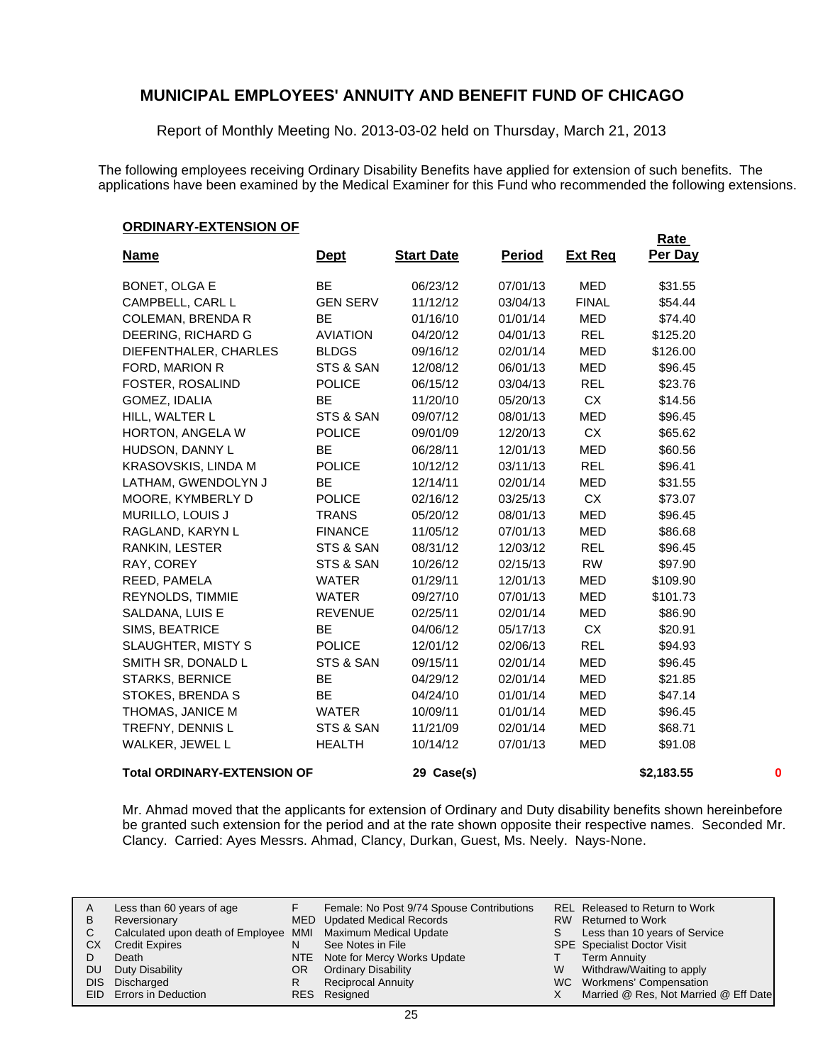# MUNICIPAL EMPLOYEES' ANNUITY AND BENEFIT FUND OF CHICAGO

Report of Monthly Meeting No. 2013-03-02 held on Thursday, March 21, 2013

The following employees receiving Ordinary Disability Benefits have applied for extension of such benefits. The applications have been examined by the Medical Examiner for this Fund who recommended the following extensions.

## ORDINARY-EXTENSION OF

| Name | Dept | Start Date | Period | Ext Req | Rate Per Day |
|---|---|---|---|---|---|
| BONET, OLGA E | BE | 06/23/12 | 07/01/13 | MED | $31.55 |
| CAMPBELL, CARL L | GEN SERV | 11/12/12 | 03/04/13 | FINAL | $54.44 |
| COLEMAN, BRENDA R | BE | 01/16/10 | 01/01/14 | MED | $74.40 |
| DEERING, RICHARD G | AVIATION | 04/20/12 | 04/01/13 | REL | $125.20 |
| DIEFENTHALER, CHARLES | BLDGS | 09/16/12 | 02/01/14 | MED | $126.00 |
| FORD, MARION R | STS & SAN | 12/08/12 | 06/01/13 | MED | $96.45 |
| FOSTER, ROSALIND | POLICE | 06/15/12 | 03/04/13 | REL | $23.76 |
| GOMEZ, IDALIA | BE | 11/20/10 | 05/20/13 | CX | $14.56 |
| HILL, WALTER L | STS & SAN | 09/07/12 | 08/01/13 | MED | $96.45 |
| HORTON, ANGELA W | POLICE | 09/01/09 | 12/20/13 | CX | $65.62 |
| HUDSON, DANNY L | BE | 06/28/11 | 12/01/13 | MED | $60.56 |
| KRASOVSKIS, LINDA M | POLICE | 10/12/12 | 03/11/13 | REL | $96.41 |
| LATHAM, GWENDOLYN J | BE | 12/14/11 | 02/01/14 | MED | $31.55 |
| MOORE, KYMBERLY D | POLICE | 02/16/12 | 03/25/13 | CX | $73.07 |
| MURILLO, LOUIS J | TRANS | 05/20/12 | 08/01/13 | MED | $96.45 |
| RAGLAND, KARYN L | FINANCE | 11/05/12 | 07/01/13 | MED | $86.68 |
| RANKIN, LESTER | STS & SAN | 08/31/12 | 12/03/12 | REL | $96.45 |
| RAY, COREY | STS & SAN | 10/26/12 | 02/15/13 | RW | $97.90 |
| REED, PAMELA | WATER | 01/29/11 | 12/01/13 | MED | $109.90 |
| REYNOLDS, TIMMIE | WATER | 09/27/10 | 07/01/13 | MED | $101.73 |
| SALDANA, LUIS E | REVENUE | 02/25/11 | 02/01/14 | MED | $86.90 |
| SIMS, BEATRICE | BE | 04/06/12 | 05/17/13 | CX | $20.91 |
| SLAUGHTER, MISTY S | POLICE | 12/01/12 | 02/06/13 | REL | $94.93 |
| SMITH SR, DONALD L | STS & SAN | 09/15/11 | 02/01/14 | MED | $96.45 |
| STARKS, BERNICE | BE | 04/29/12 | 02/01/14 | MED | $21.85 |
| STOKES, BRENDA S | BE | 04/24/10 | 01/01/14 | MED | $47.14 |
| THOMAS, JANICE M | WATER | 10/09/11 | 01/01/14 | MED | $96.45 |
| TREFNY, DENNIS L | STS & SAN | 11/21/09 | 02/01/14 | MED | $68.71 |
| WALKER, JEWEL L | HEALTH | 10/14/12 | 07/01/13 | MED | $91.08 |
| **Total ORDINARY-EXTENSION OF** | | **29 Case(s)** | | | **$2,183.55** |

0

Mr. Ahmad moved that the applicants for extension of Ordinary and Duty disability benefits shown hereinbefore be granted such extension for the period and at the rate shown opposite their respective names. Seconded Mr. Clancy. Carried: Ayes Messrs. Ahmad, Clancy, Durkan, Guest, Ms. Neely. Nays-None.

| | | | | | |
|---|---|---|---|---|---|
| A | Less than 60 years of age | F | Female: No Post 9/74 Spouse Contributions | REL | Released to Return to Work |
| B | Reversionary | MED | Updated Medical Records | RW | Returned to Work |
| C | Calculated upon death of Employee | MMI | Maximum Medical Update | S | Less than 10 years of Service |
| CX | Credit Expires | N | See Notes in File | SPE | Specialist Doctor Visit |
| D | Death | NTE | Note for Mercy Works Update | T | Term Annuity |
| DU | Duty Disability | OR | Ordinary Disability | W | Withdraw/Waiting to apply |
| DIS | Discharged | R | Reciprocal Annuity | WC | Workmens' Compensation |
| EID | Errors in Deduction | RES | Resigned | X | Married @ Res, Not Married @ Eff Date |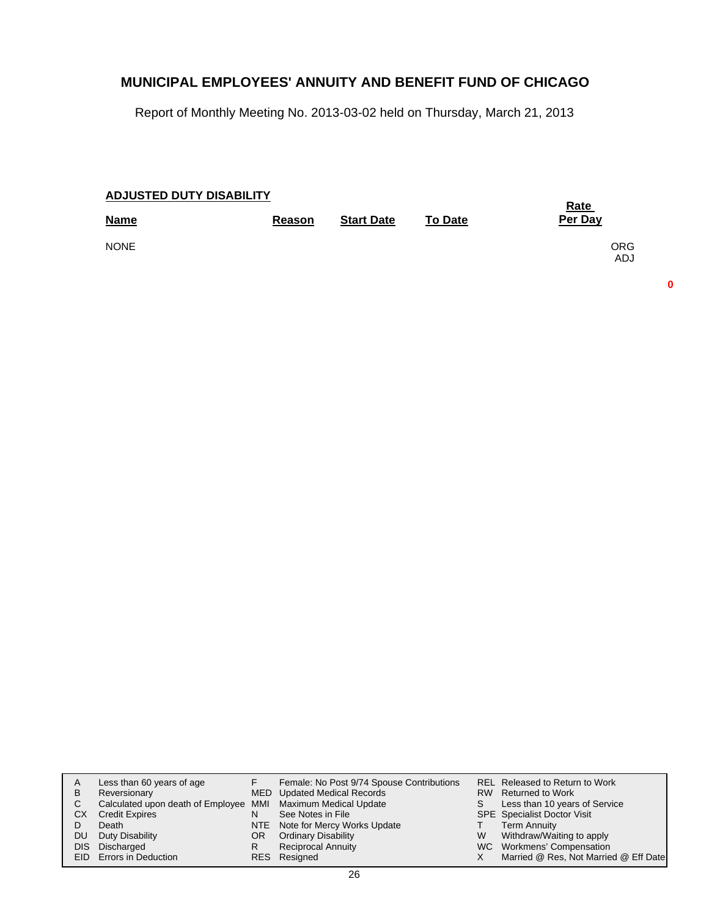# MUNICIPAL EMPLOYEES' ANNUITY AND BENEFIT FUND OF CHICAGO

Report of Monthly Meeting No. 2013-03-02 held on Thursday, March 21, 2013

**ADJUSTED DUTY DISABILITY**

| Name | Reason | Start Date | To Date | Rate Per Day |
|---|---|---|---|---|
| NONE | | | | ORG ADJ |

**0**

| | | | | | |
|---|---|---|---|---|---|
| A | Less than 60 years of age | F | Female: No Post 9/74 Spouse Contributions | REL | Released to Return to Work |
| B | Reversionary | MED | Updated Medical Records | RW | Returned to Work |
| C | Calculated upon death of Employee | MMI | Maximum Medical Update | S | Less than 10 years of Service |
| CX | Credit Expires | N | See Notes in File | SPE | Specialist Doctor Visit |
| D | Death | NTE | Note for Mercy Works Update | T | Term Annuity |
| DU | Duty Disability | OR | Ordinary Disability | W | Withdraw/Waiting to apply |
| DIS | Discharged | R | Reciprocal Annuity | WC | Workmens' Compensation |
| EID | Errors in Deduction | RES | Resigned | X | Married @ Res, Not Married @ Eff Date |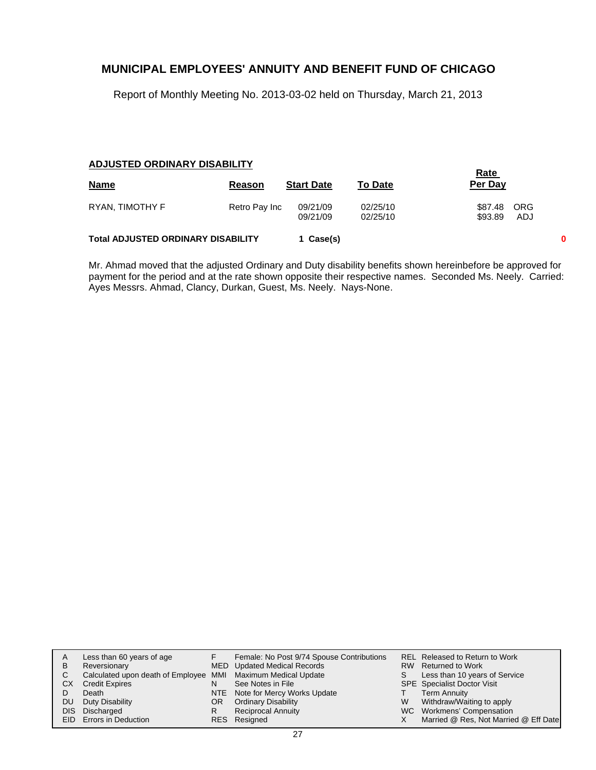# MUNICIPAL EMPLOYEES' ANNUITY AND BENEFIT FUND OF CHICAGO

Report of Monthly Meeting No. 2013-03-02 held on Thursday, March 21, 2013

## ADJUSTED ORDINARY DISABILITY

| Name | Reason | Start Date | To Date | Rate Per Day | |
|---|---|---|---|---|---|
| RYAN, TIMOTHY F | Retro Pay Inc | 09/21/09 | 02/25/10 | $87.48 | ORG |
| | | 09/21/09 | 02/25/10 | $93.89 | ADJ |

**Total ADJUSTED ORDINARY DISABILITY** **1 Case(s)** **0**

Mr. Ahmad moved that the adjusted Ordinary and Duty disability benefits shown hereinbefore be approved for payment for the period and at the rate shown opposite their respective names. Seconded Ms. Neely. Carried: Ayes Messrs. Ahmad, Clancy, Durkan, Guest, Ms. Neely. Nays-None.

| | | | | | |
|---|---|---|---|---|---|
| A | Less than 60 years of age | F | Female: No Post 9/74 Spouse Contributions | REL | Released to Return to Work |
| B | Reversionary | MED | Updated Medical Records | RW | Returned to Work |
| C | Calculated upon death of Employee | MMI | Maximum Medical Update | S | Less than 10 years of Service |
| CX | Credit Expires | N | See Notes in File | SPE | Specialist Doctor Visit |
| D | Death | NTE | Note for Mercy Works Update | T | Term Annuity |
| DU | Duty Disability | OR | Ordinary Disability | W | Withdraw/Waiting to apply |
| DIS | Discharged | R | Reciprocal Annuity | WC | Workmens' Compensation |
| EID | Errors in Deduction | RES | Resigned | X | Married @ Res, Not Married @ Eff Date |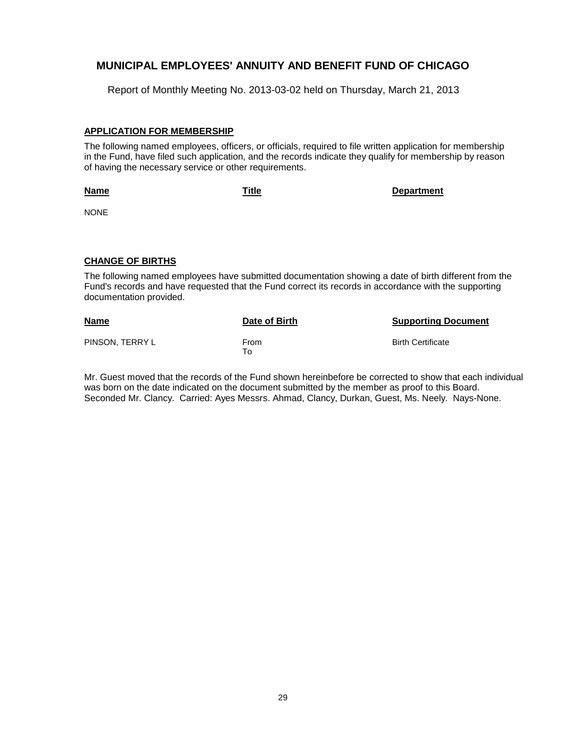# MUNICIPAL EMPLOYEES' ANNUITY AND BENEFIT FUND OF CHICAGO

Report of Monthly Meeting No. 2013-03-02 held on Thursday, March 21, 2013

## APPLICATION FOR MEMBERSHIP

The following named employees, officers, or officials, required to file written application for membership in the Fund, have filed such application, and the records indicate they qualify for membership by reason of having the necessary service or other requirements.

| Name | Title | Department |
|---|---|---|
| NONE | | |

## CHANGE OF BIRTHS

The following named employees have submitted documentation showing a date of birth different from the Fund's records and have requested that the Fund correct its records in accordance with the supporting documentation provided.

| Name | Date of Birth | Supporting Document |
|---|---|---|
| PINSON, TERRY L | From<br>To | Birth Certificate |

Mr. Guest moved that the records of the Fund shown hereinbefore be corrected to show that each individual was born on the date indicated on the document submitted by the member as proof to this Board. Seconded Mr. Clancy. Carried: Ayes Messrs. Ahmad, Clancy, Durkan, Guest, Ms. Neely. Nays-None.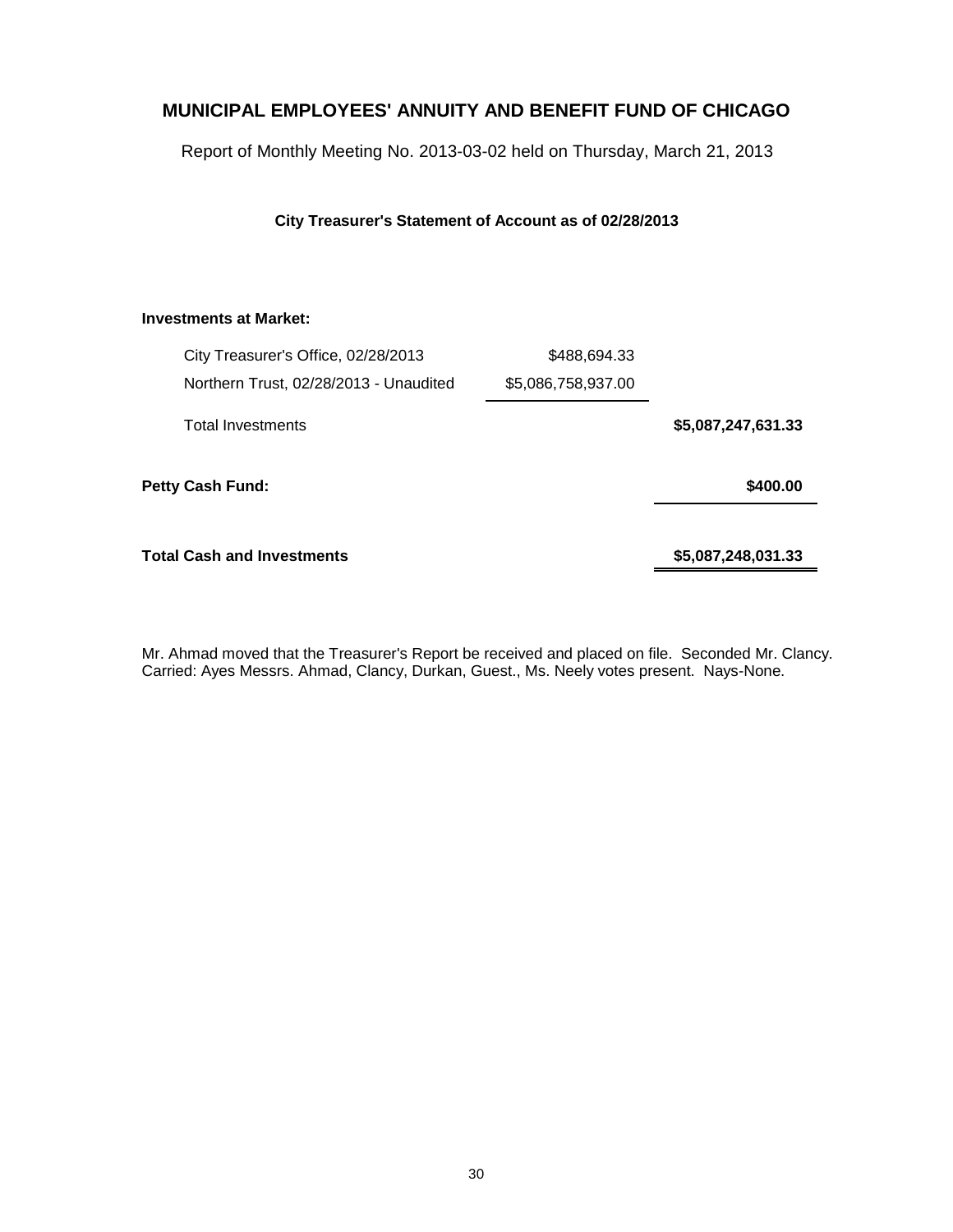# MUNICIPAL EMPLOYEES' ANNUITY AND BENEFIT FUND OF CHICAGO

Report of Monthly Meeting No. 2013-03-02 held on Thursday, March 21, 2013

**City Treasurer's Statement of Account as of 02/28/2013**

| | | |
|---|---|---|
| **Investments at Market:** | | |
| City Treasurer's Office, 02/28/2013 | $488,694.33 | |
| Northern Trust, 02/28/2013 - Unaudited | $5,086,758,937.00 | |
| Total Investments | | **$5,087,247,631.33** |
| **Petty Cash Fund:** | | **$400.00** |
| **Total Cash and Investments** | | **$5,087,248,031.33** |

Mr. Ahmad moved that the Treasurer's Report be received and placed on file. Seconded Mr. Clancy. Carried: Ayes Messrs. Ahmad, Clancy, Durkan, Guest., Ms. Neely votes present. Nays-None.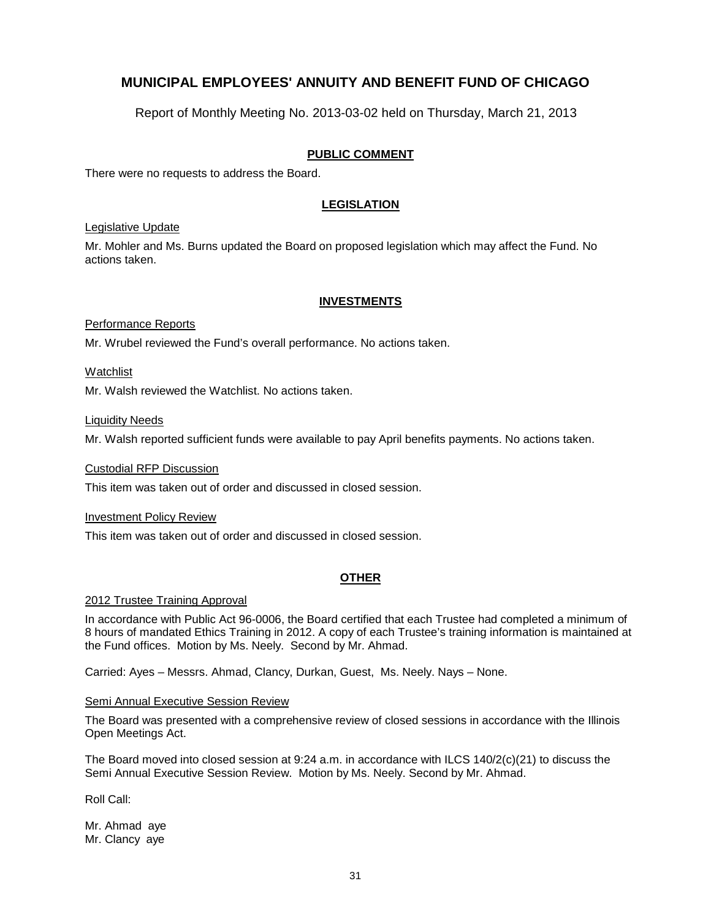# MUNICIPAL EMPLOYEES' ANNUITY AND BENEFIT FUND OF CHICAGO

Report of Monthly Meeting No. 2013-03-02 held on Thursday, March 21, 2013

## PUBLIC COMMENT

There were no requests to address the Board.

## LEGISLATION

Legislative Update

Mr. Mohler and Ms. Burns updated the Board on proposed legislation which may affect the Fund. No actions taken.

## INVESTMENTS

Performance Reports

Mr. Wrubel reviewed the Fund's overall performance. No actions taken.

Watchlist

Mr. Walsh reviewed the Watchlist. No actions taken.

Liquidity Needs

Mr. Walsh reported sufficient funds were available to pay April benefits payments. No actions taken.

Custodial RFP Discussion

This item was taken out of order and discussed in closed session.

Investment Policy Review

This item was taken out of order and discussed in closed session.

## OTHER

2012 Trustee Training Approval

In accordance with Public Act 96-0006, the Board certified that each Trustee had completed a minimum of 8 hours of mandated Ethics Training in 2012. A copy of each Trustee's training information is maintained at the Fund offices. Motion by Ms. Neely. Second by Mr. Ahmad.

Carried: Ayes – Messrs. Ahmad, Clancy, Durkan, Guest, Ms. Neely. Nays – None.

Semi Annual Executive Session Review

The Board was presented with a comprehensive review of closed sessions in accordance with the Illinois Open Meetings Act.

The Board moved into closed session at 9:24 a.m. in accordance with ILCS 140/2(c)(21) to discuss the Semi Annual Executive Session Review. Motion by Ms. Neely. Second by Mr. Ahmad.

Roll Call:

Mr. Ahmad aye  
Mr. Clancy aye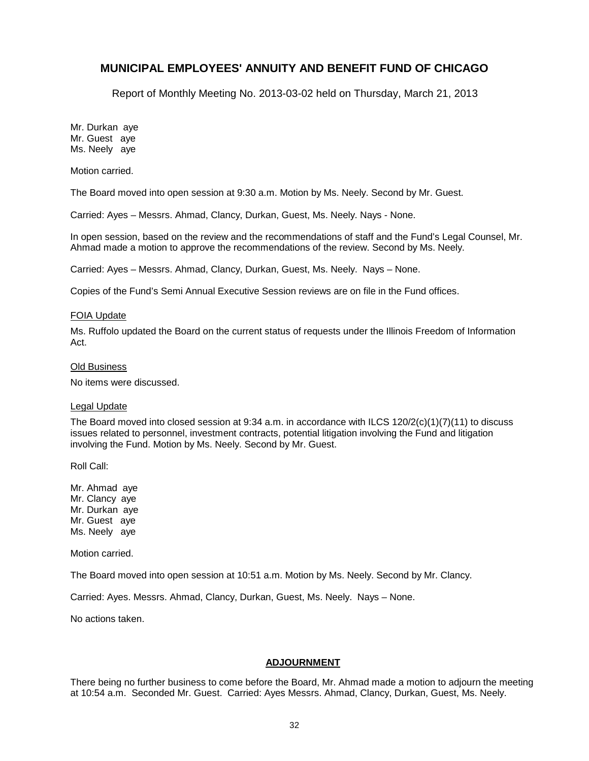Mr. Durkan aye
Mr. Guest aye
Ms. Neely aye

Motion carried.

The Board moved into open session at 9:30 a.m. Motion by Ms. Neely. Second by Mr. Guest.

Carried: Ayes – Messrs. Ahmad, Clancy, Durkan, Guest, Ms. Neely. Nays - None.

In open session, based on the review and the recommendations of staff and the Fund's Legal Counsel, Mr. Ahmad made a motion to approve the recommendations of the review. Second by Ms. Neely.

Carried: Ayes – Messrs. Ahmad, Clancy, Durkan, Guest, Ms. Neely. Nays – None.

Copies of the Fund's Semi Annual Executive Session reviews are on file in the Fund offices.

<u>FOIA Update</u>

Ms. Ruffolo updated the Board on the current status of requests under the Illinois Freedom of Information Act.

<u>Old Business</u>

No items were discussed.

<u>Legal Update</u>

The Board moved into closed session at 9:34 a.m. in accordance with ILCS 120/2(c)(1)(7)(11) to discuss issues related to personnel, investment contracts, potential litigation involving the Fund and litigation involving the Fund. Motion by Ms. Neely. Second by Mr. Guest.

Roll Call:

Mr. Ahmad aye
Mr. Clancy aye
Mr. Durkan aye
Mr. Guest aye
Ms. Neely aye

Motion carried.

The Board moved into open session at 10:51 a.m. Motion by Ms. Neely. Second by Mr. Clancy.

Carried: Ayes. Messrs. Ahmad, Clancy, Durkan, Guest, Ms. Neely. Nays – None.

No actions taken.

## **<u>ADJOURNMENT</u>**

There being no further business to come before the Board, Mr. Ahmad made a motion to adjourn the meeting at 10:54 a.m. Seconded Mr. Guest. Carried: Ayes Messrs. Ahmad, Clancy, Durkan, Guest, Ms. Neely.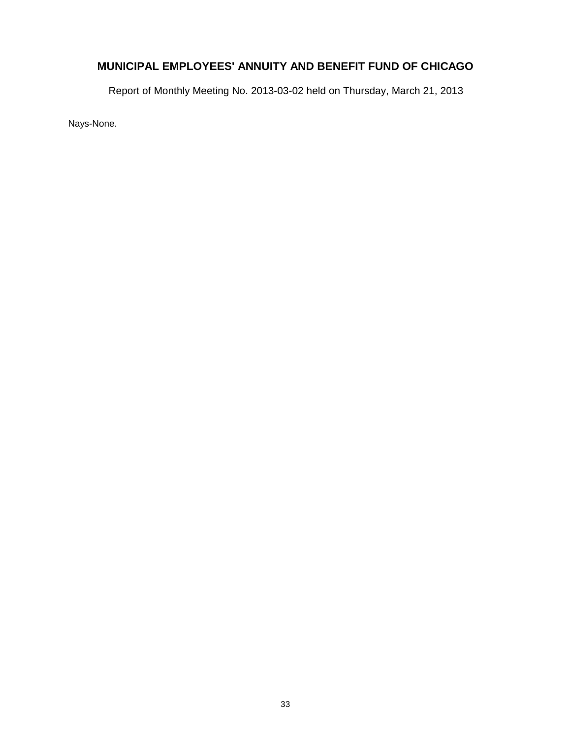Nays-None.